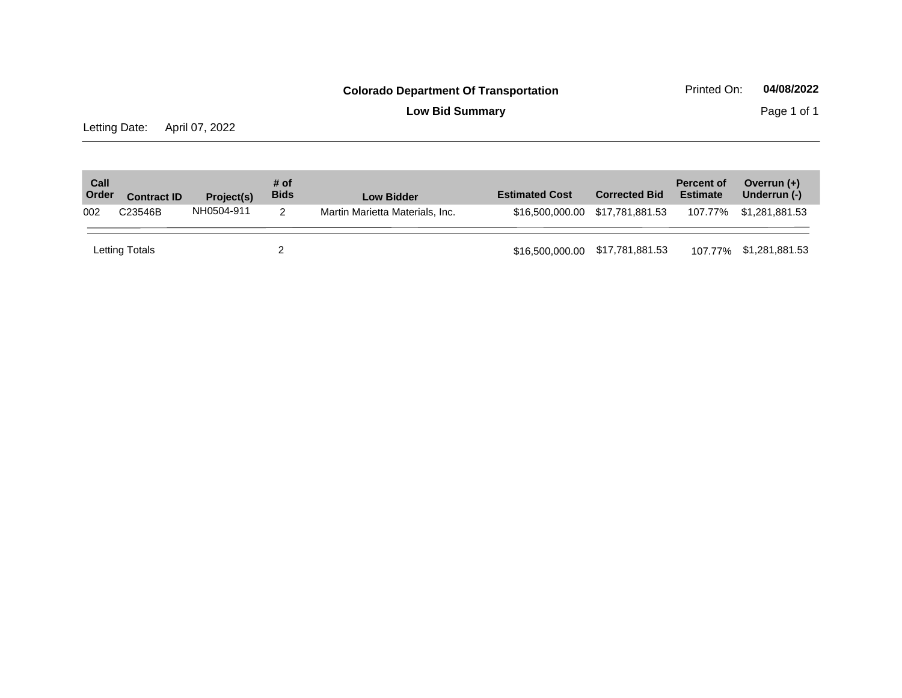# Colorado Department Of Transportation

## Low Bid Summary

Printed On: **04/08/2022**

Letting Date: April 07, 2022

| Call Order | Contract ID | Project(s) | # of Bids | Low Bidder | Estimated Cost | Corrected Bid | Percent of Estimate | Overrun (+) Underrun (-) |
|---|---|---|---|---|---|---|---|---|
| 002 | C23546B | NH0504-911 | 2 | Martin Marietta Materials, Inc. | $16,500,000.00 | $17,781,881.53 | 107.77% | $1,281,881.53 |
| Letting Totals | | | 2 | | $16,500,000.00 | $17,781,881.53 | 107.77% | $1,281,881.53 |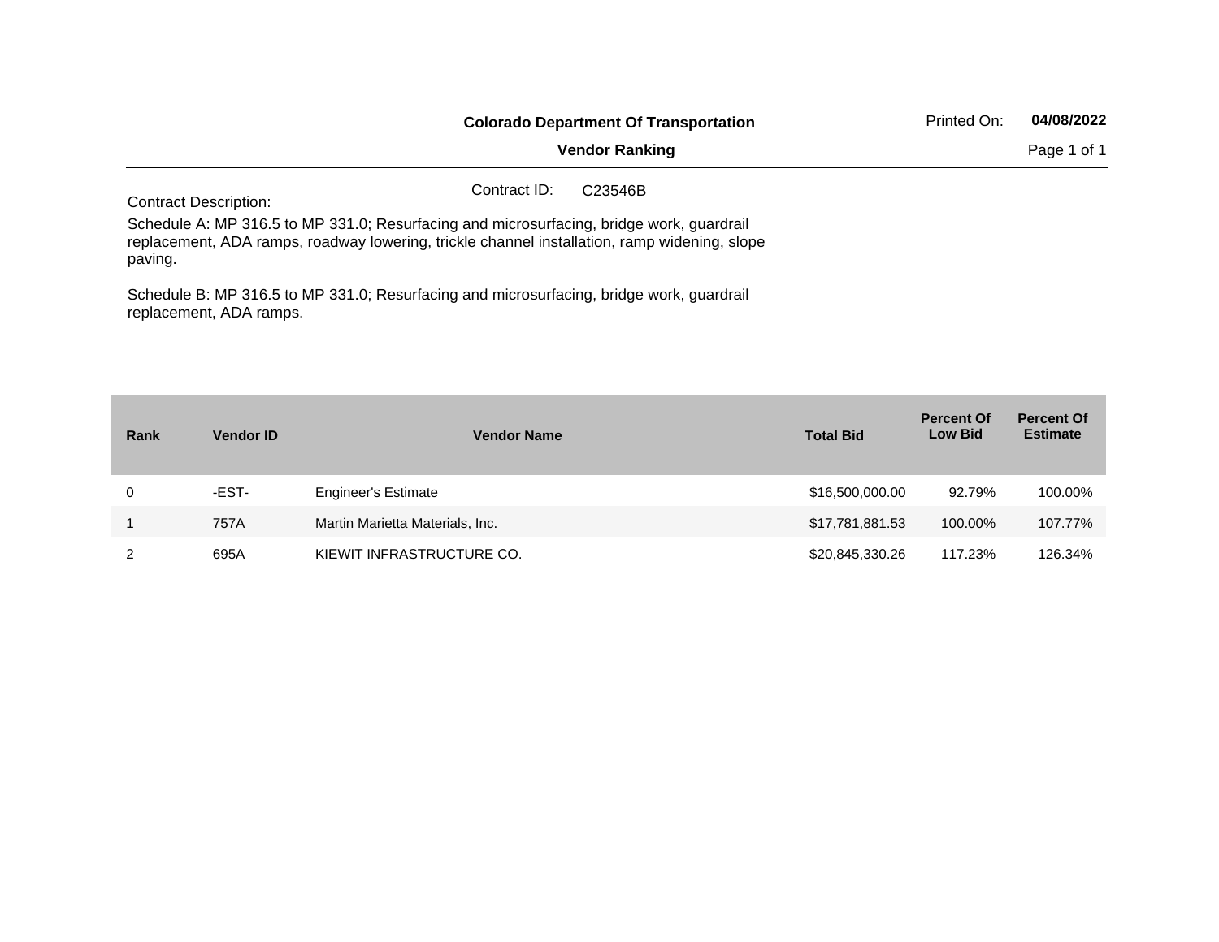**Colorado Department Of Transportation**

**Vendor Ranking**

Printed On: **04/08/2022**

Contract ID: C23546B

Contract Description:

Schedule A: MP 316.5 to MP 331.0; Resurfacing and microsurfacing, bridge work, guardrail replacement, ADA ramps, roadway lowering, trickle channel installation, ramp widening, slope paving.

Schedule B: MP 316.5 to MP 331.0; Resurfacing and microsurfacing, bridge work, guardrail replacement, ADA ramps.

| Rank | Vendor ID | Vendor Name | Total Bid | Percent Of Low Bid | Percent Of Estimate |
|---|---|---|---|---|---|
| 0 | -EST- | Engineer's Estimate | $16,500,000.00 | 92.79% | 100.00% |
| 1 | 757A | Martin Marietta Materials, Inc. | $17,781,881.53 | 100.00% | 107.77% |
| 2 | 695A | KIEWIT INFRASTRUCTURE CO. | $20,845,330.26 | 117.23% | 126.34% |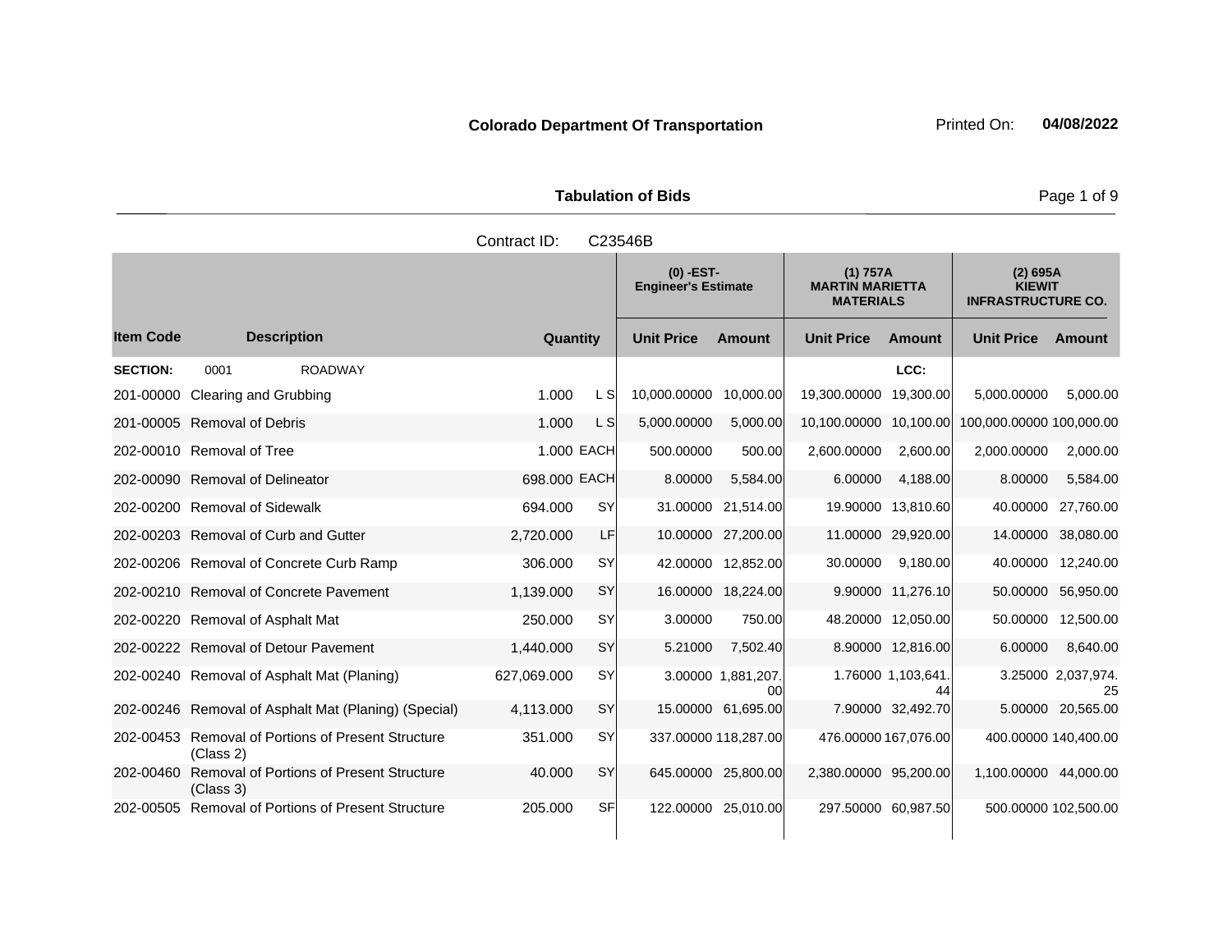**Colorado Department Of Transportation** Printed On: **04/08/2022**

**Tabulation of Bids**

Contract ID: C23546B

| Item Code | Description | Quantity | | (0) -EST- Engineer's Estimate | | (1) 757A MARTIN MARIETTA MATERIALS | | (2) 695A KIEWIT INFRASTRUCTURE CO. | |
|---|---|---|---|---|---|---|---|---|---|
| | | | | Unit Price | Amount | Unit Price | Amount | Unit Price | Amount |
| **SECTION:** | 0001 ROADWAY | | | | | | LCC: | | |
| 201-00000 | Clearing and Grubbing | 1.000 | L S | 10,000.00000 | 10,000.00 | 19,300.00000 | 19,300.00 | 5,000.00000 | 5,000.00 |
| 201-00005 | Removal of Debris | 1.000 | L S | 5,000.00000 | 5,000.00 | 10,100.00000 | 10,100.00 | 100,000.00000 | 100,000.00 |
| 202-00010 | Removal of Tree | 1.000 | EACH | 500.00000 | 500.00 | 2,600.00000 | 2,600.00 | 2,000.00000 | 2,000.00 |
| 202-00090 | Removal of Delineator | 698.000 | EACH | 8.00000 | 5,584.00 | 6.00000 | 4,188.00 | 8.00000 | 5,584.00 |
| 202-00200 | Removal of Sidewalk | 694.000 | SY | 31.00000 | 21,514.00 | 19.90000 | 13,810.60 | 40.00000 | 27,760.00 |
| 202-00203 | Removal of Curb and Gutter | 2,720.000 | LF | 10.00000 | 27,200.00 | 11.00000 | 29,920.00 | 14.00000 | 38,080.00 |
| 202-00206 | Removal of Concrete Curb Ramp | 306.000 | SY | 42.00000 | 12,852.00 | 30.00000 | 9,180.00 | 40.00000 | 12,240.00 |
| 202-00210 | Removal of Concrete Pavement | 1,139.000 | SY | 16.00000 | 18,224.00 | 9.90000 | 11,276.10 | 50.00000 | 56,950.00 |
| 202-00220 | Removal of Asphalt Mat | 250.000 | SY | 3.00000 | 750.00 | 48.20000 | 12,050.00 | 50.00000 | 12,500.00 |
| 202-00222 | Removal of Detour Pavement | 1,440.000 | SY | 5.21000 | 7,502.40 | 8.90000 | 12,816.00 | 6.00000 | 8,640.00 |
| 202-00240 | Removal of Asphalt Mat (Planing) | 627,069.000 | SY | 3.00000 | 1,881,207.00 | 1.76000 | 1,103,641.44 | 3.25000 | 2,037,974.25 |
| 202-00246 | Removal of Asphalt Mat (Planing) (Special) | 4,113.000 | SY | 15.00000 | 61,695.00 | 7.90000 | 32,492.70 | 5.00000 | 20,565.00 |
| 202-00453 | Removal of Portions of Present Structure (Class 2) | 351.000 | SY | 337.00000 | 118,287.00 | 476.00000 | 167,076.00 | 400.00000 | 140,400.00 |
| 202-00460 | Removal of Portions of Present Structure (Class 3) | 40.000 | SY | 645.00000 | 25,800.00 | 2,380.00000 | 95,200.00 | 1,100.00000 | 44,000.00 |
| 202-00505 | Removal of Portions of Present Structure | 205.000 | SF | 122.00000 | 25,010.00 | 297.50000 | 60,987.50 | 500.00000 | 102,500.00 |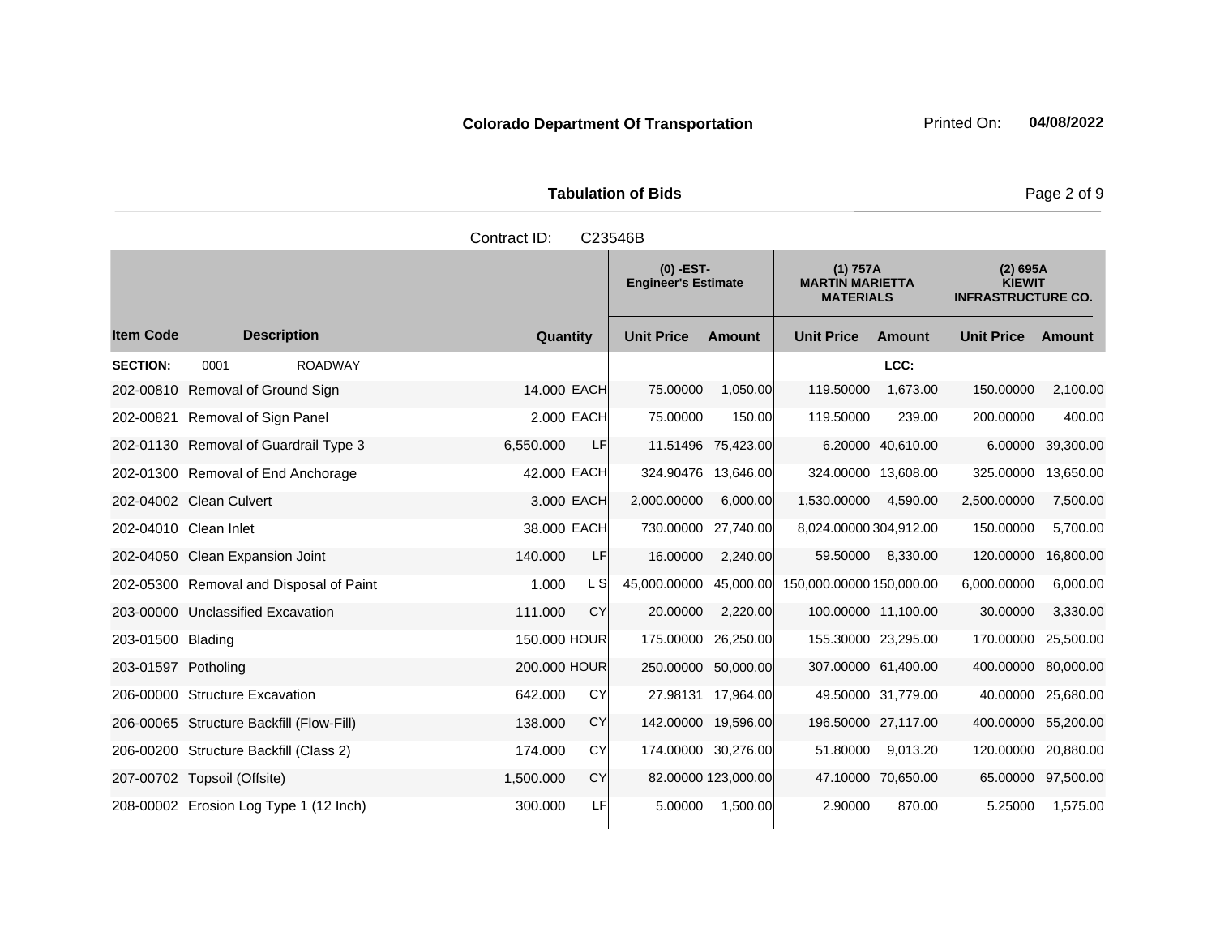**Colorado Department Of Transportation**

Printed On: **04/08/2022**

**Tabulation of Bids**

Contract ID: C23546B

| Item Code | Description | Quantity | | (0) -EST- Engineer's Estimate | | (1) 757A MARTIN MARIETTA MATERIALS | | (2) 695A KIEWIT INFRASTRUCTURE CO. | |
|---|---|---|---|---|---|---|---|---|---|
| | | | | Unit Price | Amount | Unit Price | Amount | Unit Price | Amount |
| **SECTION:** | 0001 ROADWAY | | | | | | LCC: | | |
| 202-00810 | Removal of Ground Sign | 14.000 | EACH | 75.00000 | 1,050.00 | 119.50000 | 1,673.00 | 150.00000 | 2,100.00 |
| 202-00821 | Removal of Sign Panel | 2.000 | EACH | 75.00000 | 150.00 | 119.50000 | 239.00 | 200.00000 | 400.00 |
| 202-01130 | Removal of Guardrail Type 3 | 6,550.000 | LF | 11.51496 | 75,423.00 | 6.20000 | 40,610.00 | 6.00000 | 39,300.00 |
| 202-01300 | Removal of End Anchorage | 42.000 | EACH | 324.90476 | 13,646.00 | 324.00000 | 13,608.00 | 325.00000 | 13,650.00 |
| 202-04002 | Clean Culvert | 3.000 | EACH | 2,000.00000 | 6,000.00 | 1,530.00000 | 4,590.00 | 2,500.00000 | 7,500.00 |
| 202-04010 | Clean Inlet | 38.000 | EACH | 730.00000 | 27,740.00 | 8,024.00000 | 304,912.00 | 150.00000 | 5,700.00 |
| 202-04050 | Clean Expansion Joint | 140.000 | LF | 16.00000 | 2,240.00 | 59.50000 | 8,330.00 | 120.00000 | 16,800.00 |
| 202-05300 | Removal and Disposal of Paint | 1.000 | L S | 45,000.00000 | 45,000.00 | 150,000.00000 | 150,000.00 | 6,000.00000 | 6,000.00 |
| 203-00000 | Unclassified Excavation | 111.000 | CY | 20.00000 | 2,220.00 | 100.00000 | 11,100.00 | 30.00000 | 3,330.00 |
| 203-01500 | Blading | 150.000 | HOUR | 175.00000 | 26,250.00 | 155.30000 | 23,295.00 | 170.00000 | 25,500.00 |
| 203-01597 | Potholing | 200.000 | HOUR | 250.00000 | 50,000.00 | 307.00000 | 61,400.00 | 400.00000 | 80,000.00 |
| 206-00000 | Structure Excavation | 642.000 | CY | 27.98131 | 17,964.00 | 49.50000 | 31,779.00 | 40.00000 | 25,680.00 |
| 206-00065 | Structure Backfill (Flow-Fill) | 138.000 | CY | 142.00000 | 19,596.00 | 196.50000 | 27,117.00 | 400.00000 | 55,200.00 |
| 206-00200 | Structure Backfill (Class 2) | 174.000 | CY | 174.00000 | 30,276.00 | 51.80000 | 9,013.20 | 120.00000 | 20,880.00 |
| 207-00702 | Topsoil (Offsite) | 1,500.000 | CY | 82.00000 | 123,000.00 | 47.10000 | 70,650.00 | 65.00000 | 97,500.00 |
| 208-00002 | Erosion Log Type 1 (12 Inch) | 300.000 | LF | 5.00000 | 1,500.00 | 2.90000 | 870.00 | 5.25000 | 1,575.00 |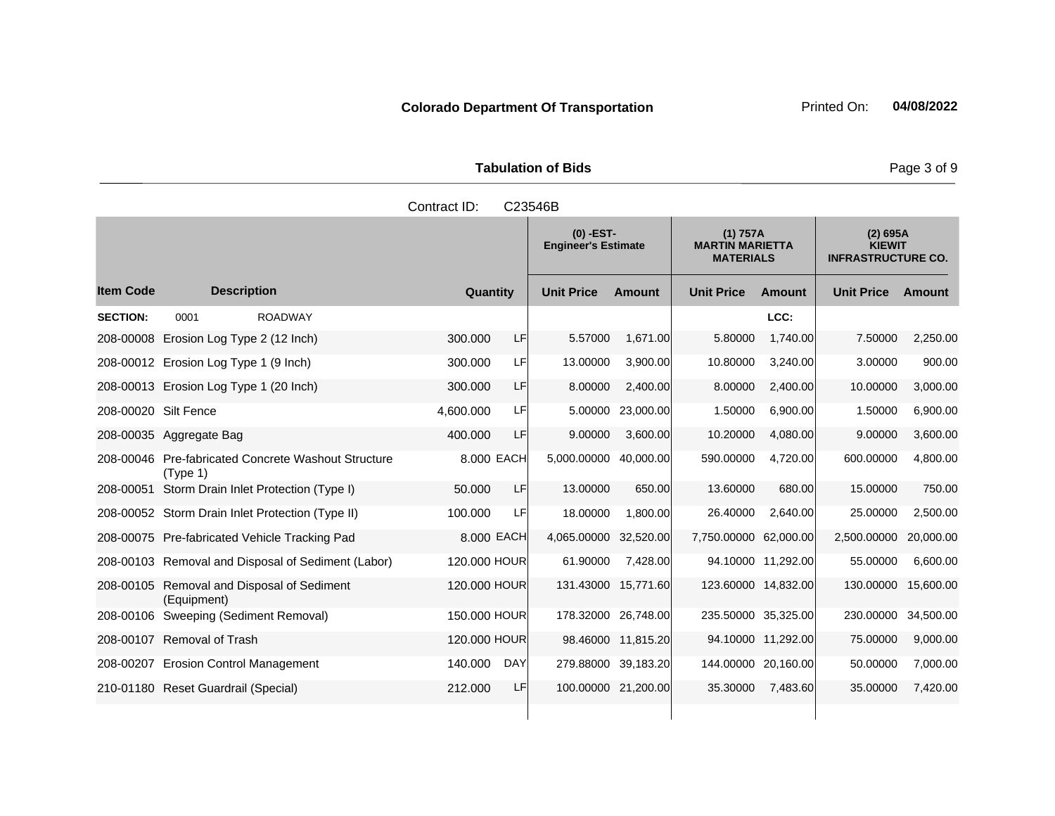**Colorado Department Of Transportation** Printed On: **04/08/2022**

**Tabulation of Bids**

Contract ID: C23546B

| Item Code | Description | Quantity | | (0) -EST- Engineer's Estimate | | (1) 757A MARTIN MARIETTA MATERIALS | | (2) 695A KIEWIT INFRASTRUCTURE CO. | |
|---|---|---|---|---|---|---|---|---|---|
| | | | | Unit Price | Amount | Unit Price | Amount | Unit Price | Amount |
| **SECTION:** | 0001 ROADWAY | | | | | | LCC: | | |
| 208-00008 | Erosion Log Type 2 (12 Inch) | 300.000 | LF | 5.57000 | 1,671.00 | 5.80000 | 1,740.00 | 7.50000 | 2,250.00 |
| 208-00012 | Erosion Log Type 1 (9 Inch) | 300.000 | LF | 13.00000 | 3,900.00 | 10.80000 | 3,240.00 | 3.00000 | 900.00 |
| 208-00013 | Erosion Log Type 1 (20 Inch) | 300.000 | LF | 8.00000 | 2,400.00 | 8.00000 | 2,400.00 | 10.00000 | 3,000.00 |
| 208-00020 | Silt Fence | 4,600.000 | LF | 5.00000 | 23,000.00 | 1.50000 | 6,900.00 | 1.50000 | 6,900.00 |
| 208-00035 | Aggregate Bag | 400.000 | LF | 9.00000 | 3,600.00 | 10.20000 | 4,080.00 | 9.00000 | 3,600.00 |
| 208-00046 | Pre-fabricated Concrete Washout Structure (Type 1) | 8.000 | EACH | 5,000.00000 | 40,000.00 | 590.00000 | 4,720.00 | 600.00000 | 4,800.00 |
| 208-00051 | Storm Drain Inlet Protection (Type I) | 50.000 | LF | 13.00000 | 650.00 | 13.60000 | 680.00 | 15.00000 | 750.00 |
| 208-00052 | Storm Drain Inlet Protection (Type II) | 100.000 | LF | 18.00000 | 1,800.00 | 26.40000 | 2,640.00 | 25.00000 | 2,500.00 |
| 208-00075 | Pre-fabricated Vehicle Tracking Pad | 8.000 | EACH | 4,065.00000 | 32,520.00 | 7,750.00000 | 62,000.00 | 2,500.00000 | 20,000.00 |
| 208-00103 | Removal and Disposal of Sediment (Labor) | 120.000 | HOUR | 61.90000 | 7,428.00 | 94.10000 | 11,292.00 | 55.00000 | 6,600.00 |
| 208-00105 | Removal and Disposal of Sediment (Equipment) | 120.000 | HOUR | 131.43000 | 15,771.60 | 123.60000 | 14,832.00 | 130.00000 | 15,600.00 |
| 208-00106 | Sweeping (Sediment Removal) | 150.000 | HOUR | 178.32000 | 26,748.00 | 235.50000 | 35,325.00 | 230.00000 | 34,500.00 |
| 208-00107 | Removal of Trash | 120.000 | HOUR | 98.46000 | 11,815.20 | 94.10000 | 11,292.00 | 75.00000 | 9,000.00 |
| 208-00207 | Erosion Control Management | 140.000 | DAY | 279.88000 | 39,183.20 | 144.00000 | 20,160.00 | 50.00000 | 7,000.00 |
| 210-01180 | Reset Guardrail (Special) | 212.000 | LF | 100.00000 | 21,200.00 | 35.30000 | 7,483.60 | 35.00000 | 7,420.00 |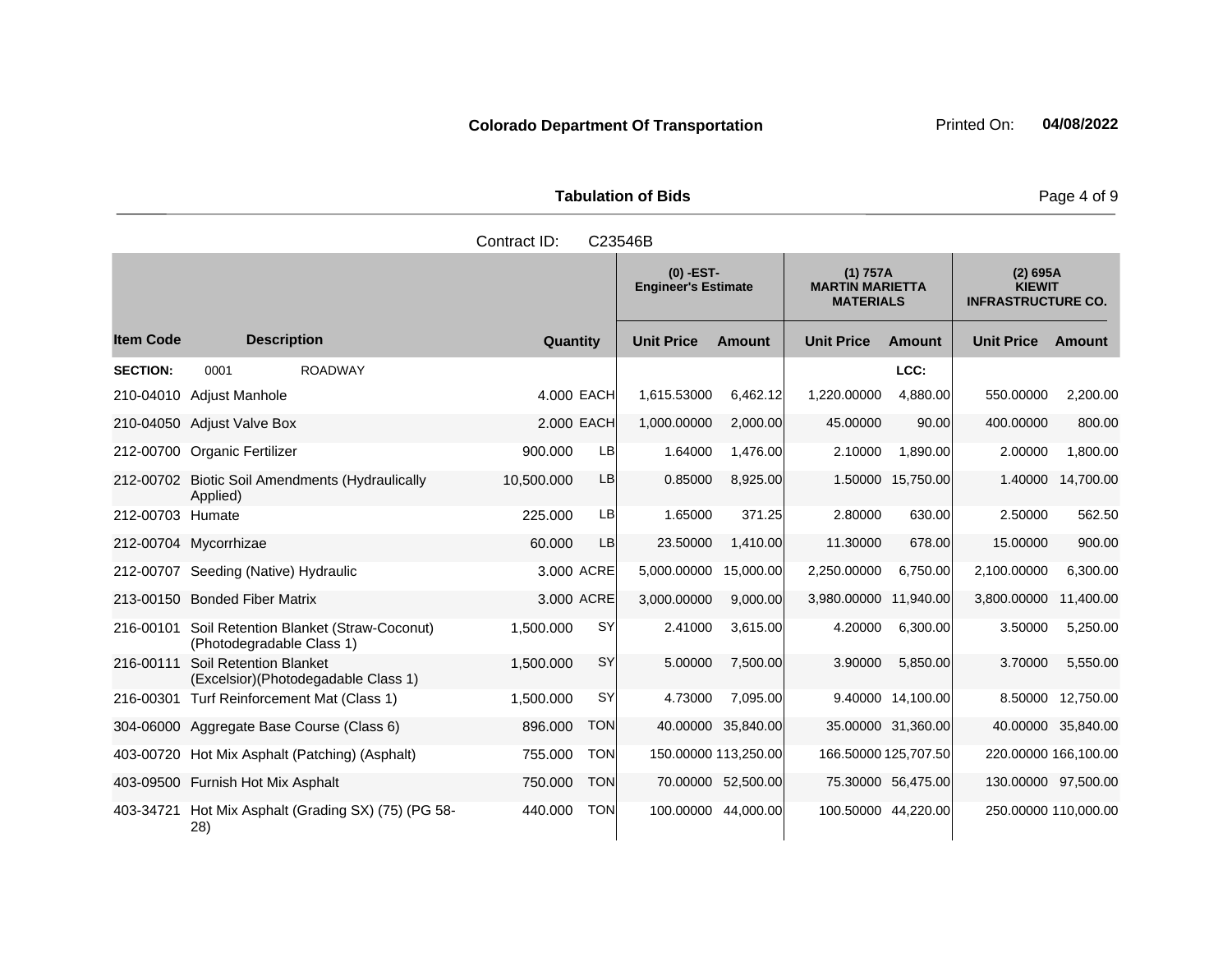**Colorado Department Of Transportation** Printed On: **04/08/2022**

**Tabulation of Bids**

Contract ID: C23546B

| | | | | (0) -EST- Engineer's Estimate | | (1) 757A MARTIN MARIETTA MATERIALS | | (2) 695A KIEWIT INFRASTRUCTURE CO. | |
|---|---|---|---|---|---|---|---|---|---|
| **Item Code** | **Description** | **Quantity** | | **Unit Price** | **Amount** | **Unit Price** | **Amount** | **Unit Price** | **Amount** |
| **SECTION:** | 0001 ROADWAY | | | | | | LCC: | | |
| 210-04010 | Adjust Manhole | 4.000 | EACH | 1,615.53000 | 6,462.12 | 1,220.00000 | 4,880.00 | 550.00000 | 2,200.00 |
| 210-04050 | Adjust Valve Box | 2.000 | EACH | 1,000.00000 | 2,000.00 | 45.00000 | 90.00 | 400.00000 | 800.00 |
| 212-00700 | Organic Fertilizer | 900.000 | LB | 1.64000 | 1,476.00 | 2.10000 | 1,890.00 | 2.00000 | 1,800.00 |
| 212-00702 | Biotic Soil Amendments (Hydraulically Applied) | 10,500.000 | LB | 0.85000 | 8,925.00 | 1.50000 | 15,750.00 | 1.40000 | 14,700.00 |
| 212-00703 | Humate | 225.000 | LB | 1.65000 | 371.25 | 2.80000 | 630.00 | 2.50000 | 562.50 |
| 212-00704 | Mycorrhizae | 60.000 | LB | 23.50000 | 1,410.00 | 11.30000 | 678.00 | 15.00000 | 900.00 |
| 212-00707 | Seeding (Native) Hydraulic | 3.000 | ACRE | 5,000.00000 | 15,000.00 | 2,250.00000 | 6,750.00 | 2,100.00000 | 6,300.00 |
| 213-00150 | Bonded Fiber Matrix | 3.000 | ACRE | 3,000.00000 | 9,000.00 | 3,980.00000 | 11,940.00 | 3,800.00000 | 11,400.00 |
| 216-00101 | Soil Retention Blanket (Straw-Coconut) (Photodegradable Class 1) | 1,500.000 | SY | 2.41000 | 3,615.00 | 4.20000 | 6,300.00 | 3.50000 | 5,250.00 |
| 216-00111 | Soil Retention Blanket (Excelsior)(Photodegadable Class 1) | 1,500.000 | SY | 5.00000 | 7,500.00 | 3.90000 | 5,850.00 | 3.70000 | 5,550.00 |
| 216-00301 | Turf Reinforcement Mat (Class 1) | 1,500.000 | SY | 4.73000 | 7,095.00 | 9.40000 | 14,100.00 | 8.50000 | 12,750.00 |
| 304-06000 | Aggregate Base Course (Class 6) | 896.000 | TON | 40.00000 | 35,840.00 | 35.00000 | 31,360.00 | 40.00000 | 35,840.00 |
| 403-00720 | Hot Mix Asphalt (Patching) (Asphalt) | 755.000 | TON | 150.00000 | 113,250.00 | 166.50000 | 125,707.50 | 220.00000 | 166,100.00 |
| 403-09500 | Furnish Hot Mix Asphalt | 750.000 | TON | 70.00000 | 52,500.00 | 75.30000 | 56,475.00 | 130.00000 | 97,500.00 |
| 403-34721 | Hot Mix Asphalt (Grading SX) (75) (PG 58-28) | 440.000 | TON | 100.00000 | 44,000.00 | 100.50000 | 44,220.00 | 250.00000 | 110,000.00 |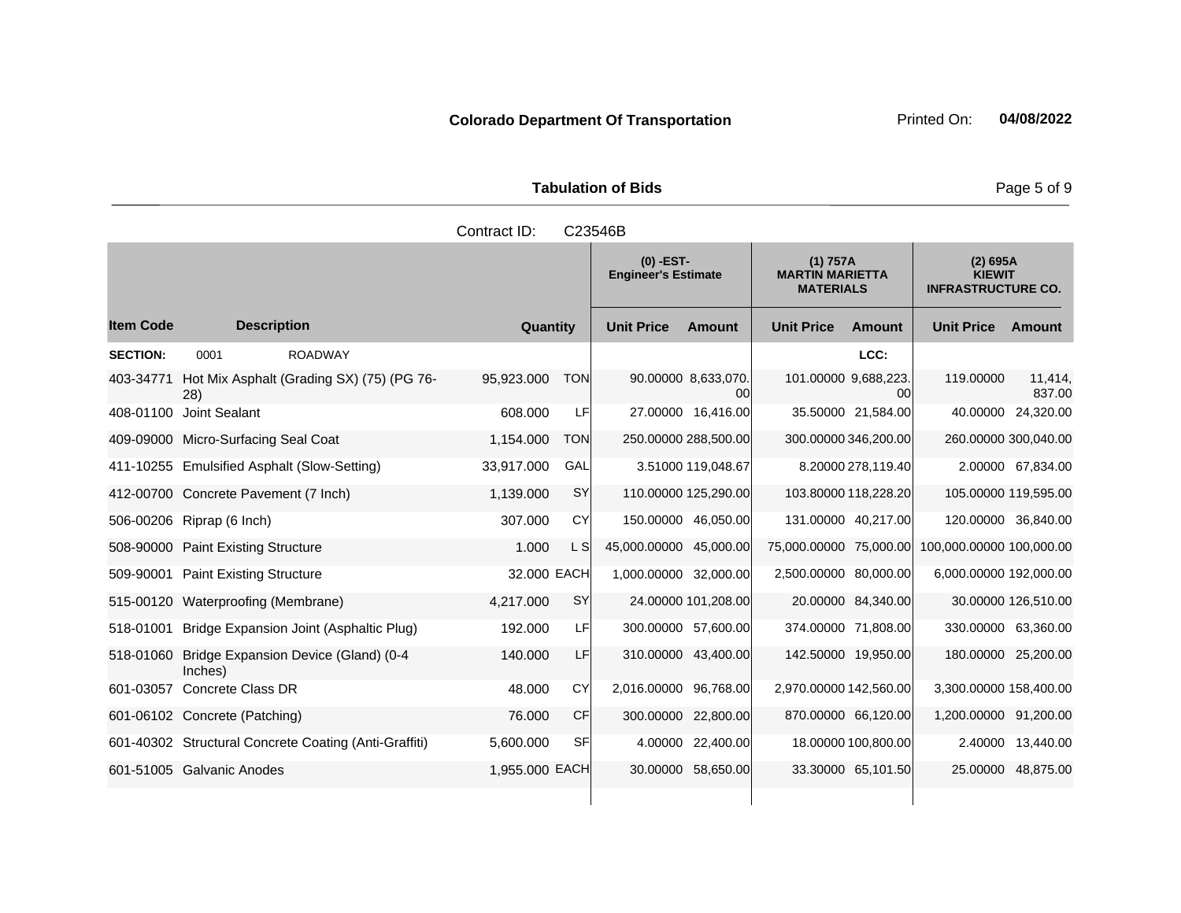**Colorado Department Of Transportation** Printed On: **04/08/2022**

**Tabulation of Bids**

Contract ID: C23546B

| Item Code | Description | Quantity | | (0) -EST- Engineer's Estimate | | (1) 757A MARTIN MARIETTA MATERIALS | | (2) 695A KIEWIT INFRASTRUCTURE CO. | |
|---|---|---|---|---|---|---|---|---|---|
| | | | | Unit Price | Amount | Unit Price | Amount | Unit Price | Amount |
| **SECTION:** | 0001 ROADWAY | | | | | | LCC: | | |
| 403-34771 | Hot Mix Asphalt (Grading SX) (75) (PG 76-28) | 95,923.000 | TON | 90.00000 | 8,633,070.00 | 101.00000 | 9,688,223.00 | 119.00000 | 11,414,837.00 |
| 408-01100 | Joint Sealant | 608.000 | LF | 27.00000 | 16,416.00 | 35.50000 | 21,584.00 | 40.00000 | 24,320.00 |
| 409-09000 | Micro-Surfacing Seal Coat | 1,154.000 | TON | 250.00000 | 288,500.00 | 300.00000 | 346,200.00 | 260.00000 | 300,040.00 |
| 411-10255 | Emulsified Asphalt (Slow-Setting) | 33,917.000 | GAL | 3.51000 | 119,048.67 | 8.20000 | 278,119.40 | 2.00000 | 67,834.00 |
| 412-00700 | Concrete Pavement (7 Inch) | 1,139.000 | SY | 110.00000 | 125,290.00 | 103.80000 | 118,228.20 | 105.00000 | 119,595.00 |
| 506-00206 | Riprap (6 Inch) | 307.000 | CY | 150.00000 | 46,050.00 | 131.00000 | 40,217.00 | 120.00000 | 36,840.00 |
| 508-90000 | Paint Existing Structure | 1.000 | L S | 45,000.00000 | 45,000.00 | 75,000.00000 | 75,000.00 | 100,000.00000 | 100,000.00 |
| 509-90001 | Paint Existing Structure | 32.000 | EACH | 1,000.00000 | 32,000.00 | 2,500.00000 | 80,000.00 | 6,000.00000 | 192,000.00 |
| 515-00120 | Waterproofing (Membrane) | 4,217.000 | SY | 24.00000 | 101,208.00 | 20.00000 | 84,340.00 | 30.00000 | 126,510.00 |
| 518-01001 | Bridge Expansion Joint (Asphaltic Plug) | 192.000 | LF | 300.00000 | 57,600.00 | 374.00000 | 71,808.00 | 330.00000 | 63,360.00 |
| 518-01060 | Bridge Expansion Device (Gland) (0-4 Inches) | 140.000 | LF | 310.00000 | 43,400.00 | 142.50000 | 19,950.00 | 180.00000 | 25,200.00 |
| 601-03057 | Concrete Class DR | 48.000 | CY | 2,016.00000 | 96,768.00 | 2,970.00000 | 142,560.00 | 3,300.00000 | 158,400.00 |
| 601-06102 | Concrete (Patching) | 76.000 | CF | 300.00000 | 22,800.00 | 870.00000 | 66,120.00 | 1,200.00000 | 91,200.00 |
| 601-40302 | Structural Concrete Coating (Anti-Graffiti) | 5,600.000 | SF | 4.00000 | 22,400.00 | 18.00000 | 100,800.00 | 2.40000 | 13,440.00 |
| 601-51005 | Galvanic Anodes | 1,955.000 | EACH | 30.00000 | 58,650.00 | 33.30000 | 65,101.50 | 25.00000 | 48,875.00 |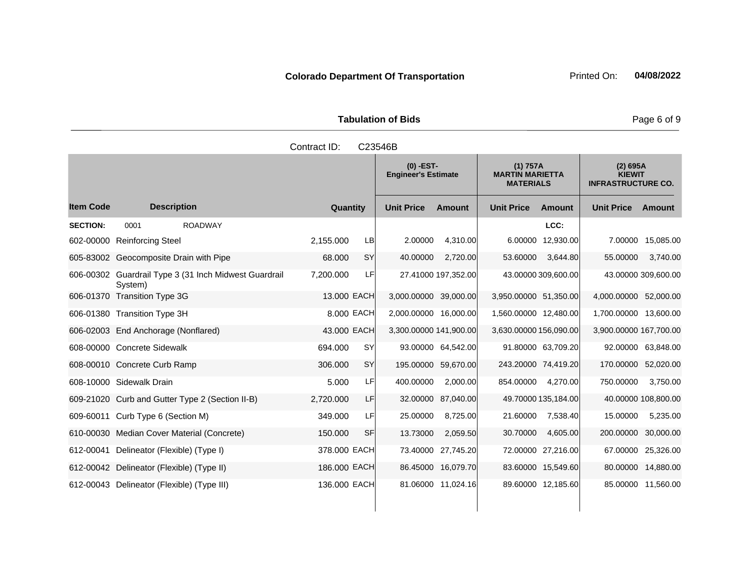**Colorado Department Of Transportation** Printed On: **04/08/2022**

**Tabulation of Bids**

Contract ID: C23546B

| Item Code | Description | Quantity | | (0) -EST- Engineer's Estimate | | (1) 757A MARTIN MARIETTA MATERIALS | | (2) 695A KIEWIT INFRASTRUCTURE CO. | |
|---|---|---|---|---|---|---|---|---|---|
| | | | | Unit Price | Amount | Unit Price | Amount | Unit Price | Amount |
| **SECTION:** | 0001 ROADWAY | | | | | | LCC: | | |
| 602-00000 | Reinforcing Steel | 2,155.000 | LB | 2.00000 | 4,310.00 | 6.00000 | 12,930.00 | 7.00000 | 15,085.00 |
| 605-83002 | Geocomposite Drain with Pipe | 68.000 | SY | 40.00000 | 2,720.00 | 53.60000 | 3,644.80 | 55.00000 | 3,740.00 |
| 606-00302 | Guardrail Type 3 (31 Inch Midwest Guardrail System) | 7,200.000 | LF | 27.41000 | 197,352.00 | 43.00000 | 309,600.00 | 43.00000 | 309,600.00 |
| 606-01370 | Transition Type 3G | 13.000 | EACH | 3,000.00000 | 39,000.00 | 3,950.00000 | 51,350.00 | 4,000.00000 | 52,000.00 |
| 606-01380 | Transition Type 3H | 8.000 | EACH | 2,000.00000 | 16,000.00 | 1,560.00000 | 12,480.00 | 1,700.00000 | 13,600.00 |
| 606-02003 | End Anchorage (Nonflared) | 43.000 | EACH | 3,300.00000 | 141,900.00 | 3,630.00000 | 156,090.00 | 3,900.00000 | 167,700.00 |
| 608-00000 | Concrete Sidewalk | 694.000 | SY | 93.00000 | 64,542.00 | 91.80000 | 63,709.20 | 92.00000 | 63,848.00 |
| 608-00010 | Concrete Curb Ramp | 306.000 | SY | 195.00000 | 59,670.00 | 243.20000 | 74,419.20 | 170.00000 | 52,020.00 |
| 608-10000 | Sidewalk Drain | 5.000 | LF | 400.00000 | 2,000.00 | 854.00000 | 4,270.00 | 750.00000 | 3,750.00 |
| 609-21020 | Curb and Gutter Type 2 (Section II-B) | 2,720.000 | LF | 32.00000 | 87,040.00 | 49.70000 | 135,184.00 | 40.00000 | 108,800.00 |
| 609-60011 | Curb Type 6 (Section M) | 349.000 | LF | 25.00000 | 8,725.00 | 21.60000 | 7,538.40 | 15.00000 | 5,235.00 |
| 610-00030 | Median Cover Material (Concrete) | 150.000 | SF | 13.73000 | 2,059.50 | 30.70000 | 4,605.00 | 200.00000 | 30,000.00 |
| 612-00041 | Delineator (Flexible) (Type I) | 378.000 | EACH | 73.40000 | 27,745.20 | 72.00000 | 27,216.00 | 67.00000 | 25,326.00 |
| 612-00042 | Delineator (Flexible) (Type II) | 186.000 | EACH | 86.45000 | 16,079.70 | 83.60000 | 15,549.60 | 80.00000 | 14,880.00 |
| 612-00043 | Delineator (Flexible) (Type III) | 136.000 | EACH | 81.06000 | 11,024.16 | 89.60000 | 12,185.60 | 85.00000 | 11,560.00 |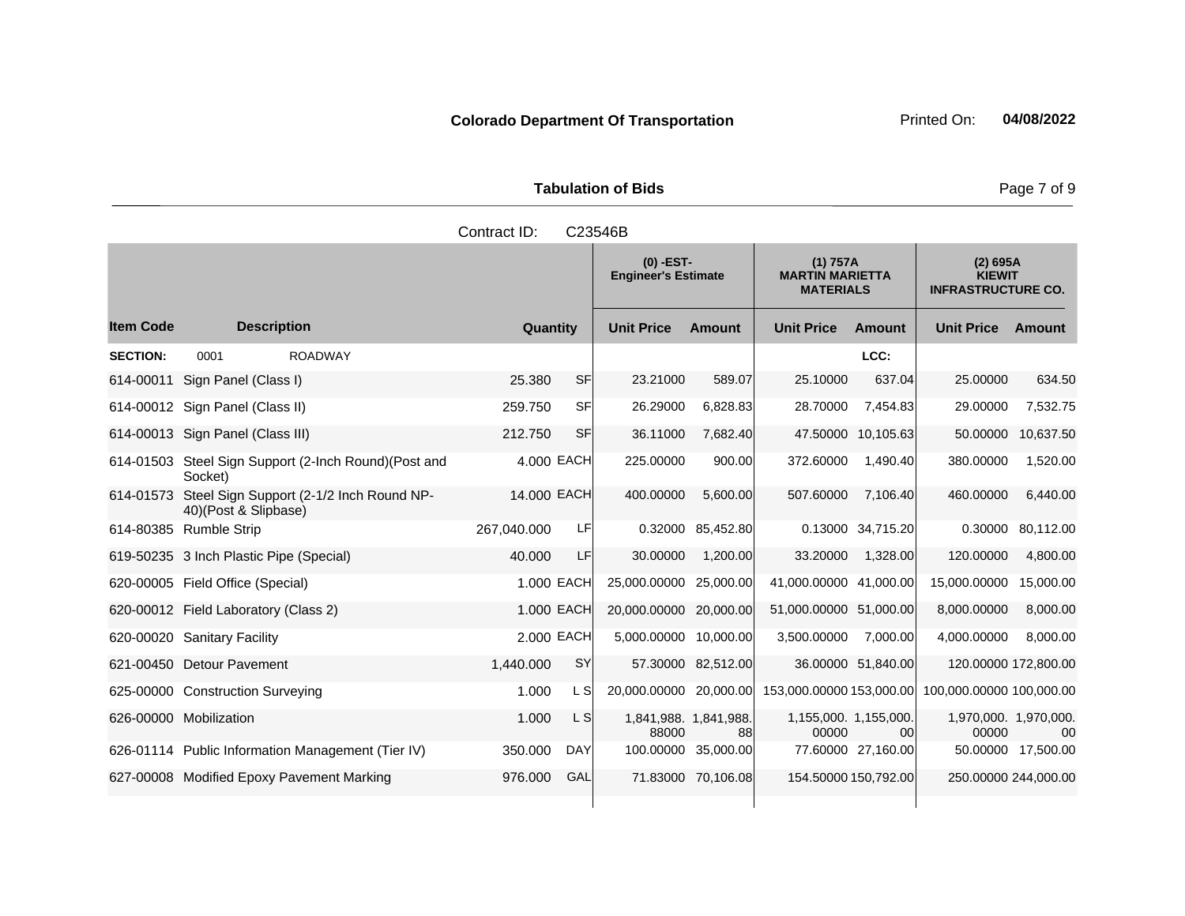**Colorado Department Of Transportation** Printed On: **04/08/2022**

**Tabulation of Bids**

Contract ID: C23546B

| | | | | (0) -EST- Engineer's Estimate | | (1) 757A MARTIN MARIETTA MATERIALS | | (2) 695A KIEWIT INFRASTRUCTURE CO. | |
|---|---|---|---|---|---|---|---|---|---|
| **Item Code** | **Description** | **Quantity** | | **Unit Price** | **Amount** | **Unit Price** | **Amount** | **Unit Price** | **Amount** |
| **SECTION:** | 0001 ROADWAY | | | | | | LCC: | | |
| 614-00011 | Sign Panel (Class I) | 25.380 | SF | 23.21000 | 589.07 | 25.10000 | 637.04 | 25.00000 | 634.50 |
| 614-00012 | Sign Panel (Class II) | 259.750 | SF | 26.29000 | 6,828.83 | 28.70000 | 7,454.83 | 29.00000 | 7,532.75 |
| 614-00013 | Sign Panel (Class III) | 212.750 | SF | 36.11000 | 7,682.40 | 47.50000 | 10,105.63 | 50.00000 | 10,637.50 |
| 614-01503 | Steel Sign Support (2-Inch Round)(Post and Socket) | 4.000 | EACH | 225.00000 | 900.00 | 372.60000 | 1,490.40 | 380.00000 | 1,520.00 |
| 614-01573 | Steel Sign Support (2-1/2 Inch Round NP-40)(Post & Slipbase) | 14.000 | EACH | 400.00000 | 5,600.00 | 507.60000 | 7,106.40 | 460.00000 | 6,440.00 |
| 614-80385 | Rumble Strip | 267,040.000 | LF | 0.32000 | 85,452.80 | 0.13000 | 34,715.20 | 0.30000 | 80,112.00 |
| 619-50235 | 3 Inch Plastic Pipe (Special) | 40.000 | LF | 30.00000 | 1,200.00 | 33.20000 | 1,328.00 | 120.00000 | 4,800.00 |
| 620-00005 | Field Office (Special) | 1.000 | EACH | 25,000.00000 | 25,000.00 | 41,000.00000 | 41,000.00 | 15,000.00000 | 15,000.00 |
| 620-00012 | Field Laboratory (Class 2) | 1.000 | EACH | 20,000.00000 | 20,000.00 | 51,000.00000 | 51,000.00 | 8,000.00000 | 8,000.00 |
| 620-00020 | Sanitary Facility | 2.000 | EACH | 5,000.00000 | 10,000.00 | 3,500.00000 | 7,000.00 | 4,000.00000 | 8,000.00 |
| 621-00450 | Detour Pavement | 1,440.000 | SY | 57.30000 | 82,512.00 | 36.00000 | 51,840.00 | 120.00000 | 172,800.00 |
| 625-00000 | Construction Surveying | 1.000 | L S | 20,000.00000 | 20,000.00 | 153,000.00000 | 153,000.00 | 100,000.00000 | 100,000.00 |
| 626-00000 | Mobilization | 1.000 | L S | 1,841,988.88000 | 1,841,988.88 | 1,155,000.00000 | 1,155,000.00 | 1,970,000.00000 | 1,970,000.00 |
| 626-01114 | Public Information Management (Tier IV) | 350.000 | DAY | 100.00000 | 35,000.00 | 77.60000 | 27,160.00 | 50.00000 | 17,500.00 |
| 627-00008 | Modified Epoxy Pavement Marking | 976.000 | GAL | 71.83000 | 70,106.08 | 154.50000 | 150,792.00 | 250.00000 | 244,000.00 |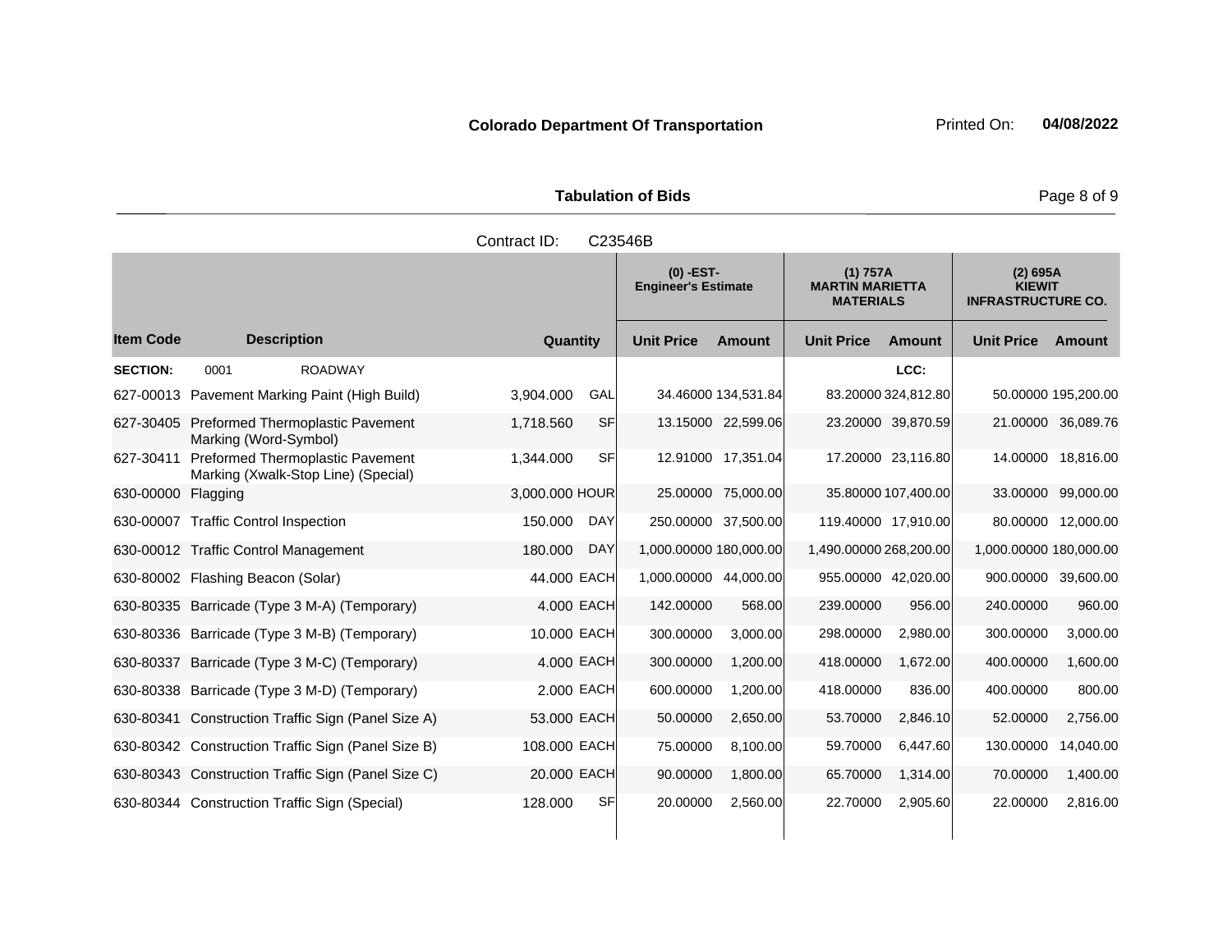**Colorado Department Of Transportation** Printed On: **04/08/2022**

**Tabulation of Bids**

Contract ID: C23546B

| Item Code | Description | Quantity | | (0) -EST- Engineer's Estimate | | (1) 757A MARTIN MARIETTA MATERIALS | | (2) 695A KIEWIT INFRASTRUCTURE CO. | |
|---|---|---|---|---|---|---|---|---|---|
| | | | | Unit Price | Amount | Unit Price | Amount | Unit Price | Amount |
| **SECTION:** | 0001 ROADWAY | | | | | | LCC: | | |
| 627-00013 | Pavement Marking Paint (High Build) | 3,904.000 | GAL | 34.46000 | 134,531.84 | 83.20000 | 324,812.80 | 50.00000 | 195,200.00 |
| 627-30405 | Preformed Thermoplastic Pavement Marking (Word-Symbol) | 1,718.560 | SF | 13.15000 | 22,599.06 | 23.20000 | 39,870.59 | 21.00000 | 36,089.76 |
| 627-30411 | Preformed Thermoplastic Pavement Marking (Xwalk-Stop Line) (Special) | 1,344.000 | SF | 12.91000 | 17,351.04 | 17.20000 | 23,116.80 | 14.00000 | 18,816.00 |
| 630-00000 | Flagging | 3,000.000 | HOUR | 25.00000 | 75,000.00 | 35.80000 | 107,400.00 | 33.00000 | 99,000.00 |
| 630-00007 | Traffic Control Inspection | 150.000 | DAY | 250.00000 | 37,500.00 | 119.40000 | 17,910.00 | 80.00000 | 12,000.00 |
| 630-00012 | Traffic Control Management | 180.000 | DAY | 1,000.00000 | 180,000.00 | 1,490.00000 | 268,200.00 | 1,000.00000 | 180,000.00 |
| 630-80002 | Flashing Beacon (Solar) | 44.000 | EACH | 1,000.00000 | 44,000.00 | 955.00000 | 42,020.00 | 900.00000 | 39,600.00 |
| 630-80335 | Barricade (Type 3 M-A) (Temporary) | 4.000 | EACH | 142.00000 | 568.00 | 239.00000 | 956.00 | 240.00000 | 960.00 |
| 630-80336 | Barricade (Type 3 M-B) (Temporary) | 10.000 | EACH | 300.00000 | 3,000.00 | 298.00000 | 2,980.00 | 300.00000 | 3,000.00 |
| 630-80337 | Barricade (Type 3 M-C) (Temporary) | 4.000 | EACH | 300.00000 | 1,200.00 | 418.00000 | 1,672.00 | 400.00000 | 1,600.00 |
| 630-80338 | Barricade (Type 3 M-D) (Temporary) | 2.000 | EACH | 600.00000 | 1,200.00 | 418.00000 | 836.00 | 400.00000 | 800.00 |
| 630-80341 | Construction Traffic Sign (Panel Size A) | 53.000 | EACH | 50.00000 | 2,650.00 | 53.70000 | 2,846.10 | 52.00000 | 2,756.00 |
| 630-80342 | Construction Traffic Sign (Panel Size B) | 108.000 | EACH | 75.00000 | 8,100.00 | 59.70000 | 6,447.60 | 130.00000 | 14,040.00 |
| 630-80343 | Construction Traffic Sign (Panel Size C) | 20.000 | EACH | 90.00000 | 1,800.00 | 65.70000 | 1,314.00 | 70.00000 | 1,400.00 |
| 630-80344 | Construction Traffic Sign (Special) | 128.000 | SF | 20.00000 | 2,560.00 | 22.70000 | 2,905.60 | 22.00000 | 2,816.00 |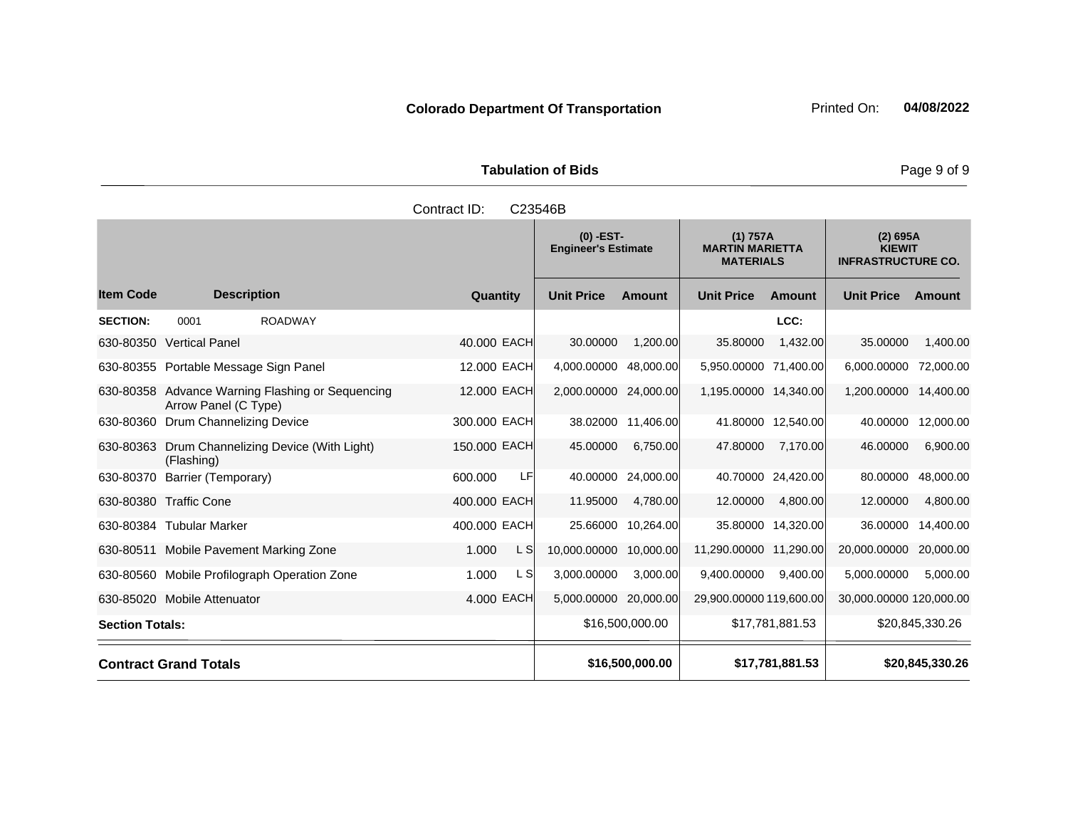**Colorado Department Of Transportation** Printed On: **04/08/2022**

**Tabulation of Bids**

Contract ID: C23546B

| | | | | (0) -EST- Engineer's Estimate | | (1) 757A MARTIN MARIETTA MATERIALS | | (2) 695A KIEWIT INFRASTRUCTURE CO. | |
|---|---|---|---|---|---|---|---|---|---|
| **Item Code** | **Description** | **Quantity** | | **Unit Price** | **Amount** | **Unit Price** | **Amount** | **Unit Price** | **Amount** |
| **SECTION:** | 0001 ROADWAY | | | | | | LCC: | | |
| 630-80350 | Vertical Panel | 40.000 | EACH | 30.00000 | 1,200.00 | 35.80000 | 1,432.00 | 35.00000 | 1,400.00 |
| 630-80355 | Portable Message Sign Panel | 12.000 | EACH | 4,000.00000 | 48,000.00 | 5,950.00000 | 71,400.00 | 6,000.00000 | 72,000.00 |
| 630-80358 | Advance Warning Flashing or Sequencing Arrow Panel (C Type) | 12.000 | EACH | 2,000.00000 | 24,000.00 | 1,195.00000 | 14,340.00 | 1,200.00000 | 14,400.00 |
| 630-80360 | Drum Channelizing Device | 300.000 | EACH | 38.02000 | 11,406.00 | 41.80000 | 12,540.00 | 40.00000 | 12,000.00 |
| 630-80363 | Drum Channelizing Device (With Light) (Flashing) | 150.000 | EACH | 45.00000 | 6,750.00 | 47.80000 | 7,170.00 | 46.00000 | 6,900.00 |
| 630-80370 | Barrier (Temporary) | 600.000 | LF | 40.00000 | 24,000.00 | 40.70000 | 24,420.00 | 80.00000 | 48,000.00 |
| 630-80380 | Traffic Cone | 400.000 | EACH | 11.95000 | 4,780.00 | 12.00000 | 4,800.00 | 12.00000 | 4,800.00 |
| 630-80384 | Tubular Marker | 400.000 | EACH | 25.66000 | 10,264.00 | 35.80000 | 14,320.00 | 36.00000 | 14,400.00 |
| 630-80511 | Mobile Pavement Marking Zone | 1.000 | L S | 10,000.00000 | 10,000.00 | 11,290.00000 | 11,290.00 | 20,000.00000 | 20,000.00 |
| 630-80560 | Mobile Profilograph Operation Zone | 1.000 | L S | 3,000.00000 | 3,000.00 | 9,400.00000 | 9,400.00 | 5,000.00000 | 5,000.00 |
| 630-85020 | Mobile Attenuator | 4.000 | EACH | 5,000.00000 | 20,000.00 | 29,900.00000 | 119,600.00 | 30,000.00000 | 120,000.00 |
| **Section Totals:** | | | | | $16,500,000.00 | | $17,781,881.53 | | $20,845,330.26 |
| **Contract Grand Totals** | | | | | **$16,500,000.00** | | **$17,781,881.53** | | **$20,845,330.26** |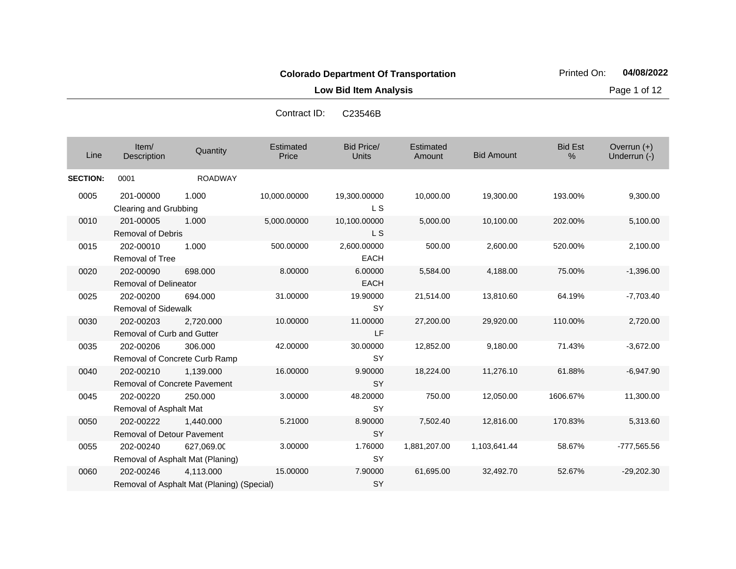**Colorado Department Of Transportation**

**Low Bid Item Analysis**

Printed On: **04/08/2022**

Contract ID: C23546B

| Line | Item/ Description | Quantity | Estimated Price | Bid Price/ Units | Estimated Amount | Bid Amount | Bid Est % | Overrun (+) Underrun (-) |
|---|---|---|---|---|---|---|---|---|
| **SECTION:** | 0001 | ROADWAY | | | | | | |
| 0005 | 201-00000 Clearing and Grubbing | 1.000 | 10,000.00000 | 19,300.00000 L S | 10,000.00 | 19,300.00 | 193.00% | 9,300.00 |
| 0010 | 201-00005 Removal of Debris | 1.000 | 5,000.00000 | 10,100.00000 L S | 5,000.00 | 10,100.00 | 202.00% | 5,100.00 |
| 0015 | 202-00010 Removal of Tree | 1.000 | 500.00000 | 2,600.00000 EACH | 500.00 | 2,600.00 | 520.00% | 2,100.00 |
| 0020 | 202-00090 Removal of Delineator | 698.000 | 8.00000 | 6.00000 EACH | 5,584.00 | 4,188.00 | 75.00% | -1,396.00 |
| 0025 | 202-00200 Removal of Sidewalk | 694.000 | 31.00000 | 19.90000 SY | 21,514.00 | 13,810.60 | 64.19% | -7,703.40 |
| 0030 | 202-00203 Removal of Curb and Gutter | 2,720.000 | 10.00000 | 11.00000 LF | 27,200.00 | 29,920.00 | 110.00% | 2,720.00 |
| 0035 | 202-00206 Removal of Concrete Curb Ramp | 306.000 | 42.00000 | 30.00000 SY | 12,852.00 | 9,180.00 | 71.43% | -3,672.00 |
| 0040 | 202-00210 Removal of Concrete Pavement | 1,139.000 | 16.00000 | 9.90000 SY | 18,224.00 | 11,276.10 | 61.88% | -6,947.90 |
| 0045 | 202-00220 Removal of Asphalt Mat | 250.000 | 3.00000 | 48.20000 SY | 750.00 | 12,050.00 | 1606.67% | 11,300.00 |
| 0050 | 202-00222 Removal of Detour Pavement | 1,440.000 | 5.21000 | 8.90000 SY | 7,502.40 | 12,816.00 | 170.83% | 5,313.60 |
| 0055 | 202-00240 Removal of Asphalt Mat (Planing) | 627,069.00 | 3.00000 | 1.76000 SY | 1,881,207.00 | 1,103,641.44 | 58.67% | -777,565.56 |
| 0060 | 202-00246 Removal of Asphalt Mat (Planing) (Special) | 4,113.000 | 15.00000 | 7.90000 SY | 61,695.00 | 32,492.70 | 52.67% | -29,202.30 |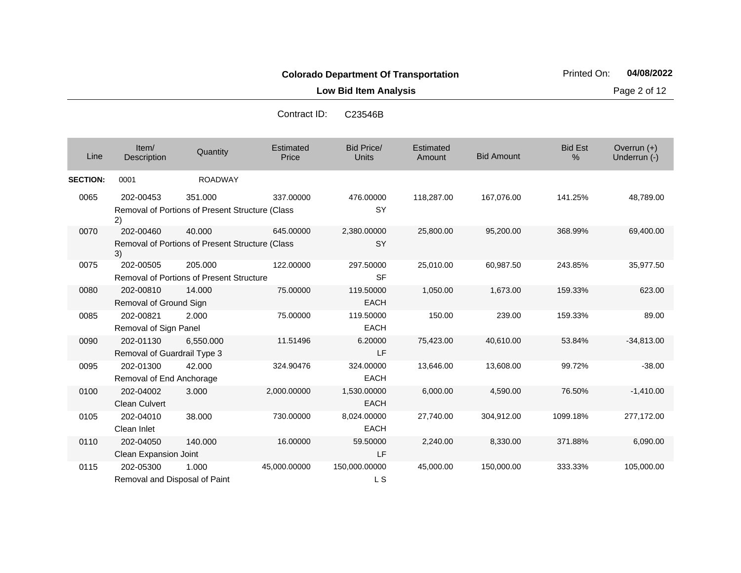**Colorado Department Of Transportation**

Printed On: **04/08/2022**

**Low Bid Item Analysis**

Contract ID: C23546B

| Line | Item/ Description | Quantity | Estimated Price | Bid Price/ Units | Estimated Amount | Bid Amount | Bid Est % | Overrun (+) Underrun (-) |
|---|---|---|---|---|---|---|---|---|
| **SECTION:** | 0001 | ROADWAY | | | | | | |
| 0065 | 202-00453 Removal of Portions of Present Structure (Class 2) | 351.000 | 337.00000 | 476.00000 SY | 118,287.00 | 167,076.00 | 141.25% | 48,789.00 |
| 0070 | 202-00460 Removal of Portions of Present Structure (Class 3) | 40.000 | 645.00000 | 2,380.00000 SY | 25,800.00 | 95,200.00 | 368.99% | 69,400.00 |
| 0075 | 202-00505 Removal of Portions of Present Structure | 205.000 | 122.00000 | 297.50000 SF | 25,010.00 | 60,987.50 | 243.85% | 35,977.50 |
| 0080 | 202-00810 Removal of Ground Sign | 14.000 | 75.00000 | 119.50000 EACH | 1,050.00 | 1,673.00 | 159.33% | 623.00 |
| 0085 | 202-00821 Removal of Sign Panel | 2.000 | 75.00000 | 119.50000 EACH | 150.00 | 239.00 | 159.33% | 89.00 |
| 0090 | 202-01130 Removal of Guardrail Type 3 | 6,550.000 | 11.51496 | 6.20000 LF | 75,423.00 | 40,610.00 | 53.84% | -34,813.00 |
| 0095 | 202-01300 Removal of End Anchorage | 42.000 | 324.90476 | 324.00000 EACH | 13,646.00 | 13,608.00 | 99.72% | -38.00 |
| 0100 | 202-04002 Clean Culvert | 3.000 | 2,000.00000 | 1,530.00000 EACH | 6,000.00 | 4,590.00 | 76.50% | -1,410.00 |
| 0105 | 202-04010 Clean Inlet | 38.000 | 730.00000 | 8,024.00000 EACH | 27,740.00 | 304,912.00 | 1099.18% | 277,172.00 |
| 0110 | 202-04050 Clean Expansion Joint | 140.000 | 16.00000 | 59.50000 LF | 2,240.00 | 8,330.00 | 371.88% | 6,090.00 |
| 0115 | 202-05300 Removal and Disposal of Paint | 1.000 | 45,000.00000 | 150,000.00000 L S | 45,000.00 | 150,000.00 | 333.33% | 105,000.00 |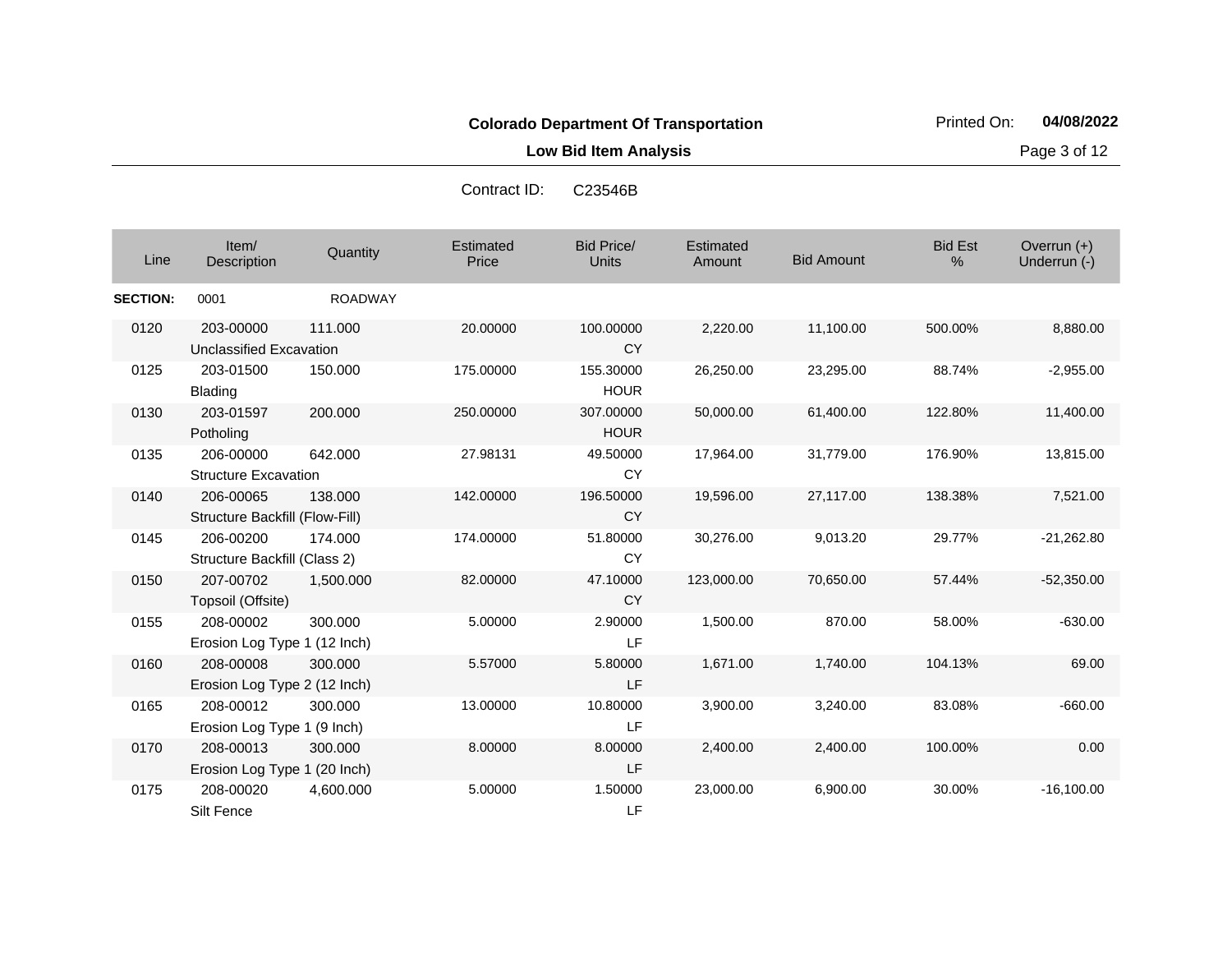**Colorado Department Of Transportation**

**Low Bid Item Analysis**

Printed On: **04/08/2022**

Contract ID: C23546B

| Line | Item/ Description | Quantity | Estimated Price | Bid Price/ Units | Estimated Amount | Bid Amount | Bid Est % | Overrun (+) Underrun (-) |
|---|---|---|---|---|---|---|---|---|
| **SECTION:** | 0001 | ROADWAY | | | | | | |
| 0120 | 203-00000 Unclassified Excavation | 111.000 | 20.00000 | 100.00000 CY | 2,220.00 | 11,100.00 | 500.00% | 8,880.00 |
| 0125 | 203-01500 Blading | 150.000 | 175.00000 | 155.30000 HOUR | 26,250.00 | 23,295.00 | 88.74% | -2,955.00 |
| 0130 | 203-01597 Potholing | 200.000 | 250.00000 | 307.00000 HOUR | 50,000.00 | 61,400.00 | 122.80% | 11,400.00 |
| 0135 | 206-00000 Structure Excavation | 642.000 | 27.98131 | 49.50000 CY | 17,964.00 | 31,779.00 | 176.90% | 13,815.00 |
| 0140 | 206-00065 Structure Backfill (Flow-Fill) | 138.000 | 142.00000 | 196.50000 CY | 19,596.00 | 27,117.00 | 138.38% | 7,521.00 |
| 0145 | 206-00200 Structure Backfill (Class 2) | 174.000 | 174.00000 | 51.80000 CY | 30,276.00 | 9,013.20 | 29.77% | -21,262.80 |
| 0150 | 207-00702 Topsoil (Offsite) | 1,500.000 | 82.00000 | 47.10000 CY | 123,000.00 | 70,650.00 | 57.44% | -52,350.00 |
| 0155 | 208-00002 Erosion Log Type 1 (12 Inch) | 300.000 | 5.00000 | 2.90000 LF | 1,500.00 | 870.00 | 58.00% | -630.00 |
| 0160 | 208-00008 Erosion Log Type 2 (12 Inch) | 300.000 | 5.57000 | 5.80000 LF | 1,671.00 | 1,740.00 | 104.13% | 69.00 |
| 0165 | 208-00012 Erosion Log Type 1 (9 Inch) | 300.000 | 13.00000 | 10.80000 LF | 3,900.00 | 3,240.00 | 83.08% | -660.00 |
| 0170 | 208-00013 Erosion Log Type 1 (20 Inch) | 300.000 | 8.00000 | 8.00000 LF | 2,400.00 | 2,400.00 | 100.00% | 0.00 |
| 0175 | 208-00020 Silt Fence | 4,600.000 | 5.00000 | 1.50000 LF | 23,000.00 | 6,900.00 | 30.00% | -16,100.00 |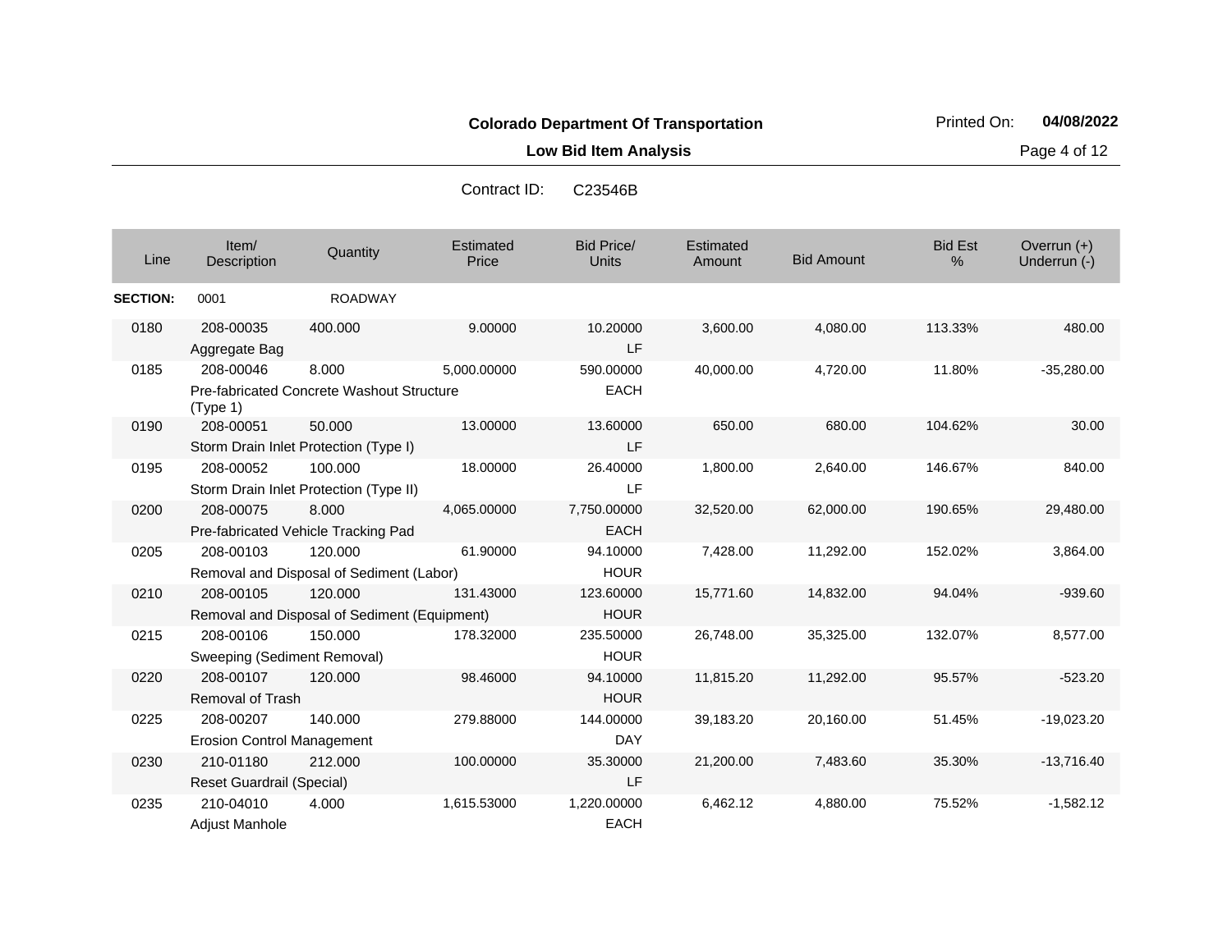**Colorado Department Of Transportation**

**Low Bid Item Analysis**

Printed On: **04/08/2022**

Contract ID: C23546B

| Line | Item/ Description | Quantity | Estimated Price | Bid Price/ Units | Estimated Amount | Bid Amount | Bid Est % | Overrun (+) Underrun (-) |
|---|---|---|---|---|---|---|---|---|
| **SECTION:** | 0001 | ROADWAY | | | | | | |
| 0180 | 208-00035 Aggregate Bag | 400.000 | 9.00000 | 10.20000 LF | 3,600.00 | 4,080.00 | 113.33% | 480.00 |
| 0185 | 208-00046 Pre-fabricated Concrete Washout Structure (Type 1) | 8.000 | 5,000.00000 | 590.00000 EACH | 40,000.00 | 4,720.00 | 11.80% | -35,280.00 |
| 0190 | 208-00051 Storm Drain Inlet Protection (Type I) | 50.000 | 13.00000 | 13.60000 LF | 650.00 | 680.00 | 104.62% | 30.00 |
| 0195 | 208-00052 Storm Drain Inlet Protection (Type II) | 100.000 | 18.00000 | 26.40000 LF | 1,800.00 | 2,640.00 | 146.67% | 840.00 |
| 0200 | 208-00075 Pre-fabricated Vehicle Tracking Pad | 8.000 | 4,065.00000 | 7,750.00000 EACH | 32,520.00 | 62,000.00 | 190.65% | 29,480.00 |
| 0205 | 208-00103 Removal and Disposal of Sediment (Labor) | 120.000 | 61.90000 | 94.10000 HOUR | 7,428.00 | 11,292.00 | 152.02% | 3,864.00 |
| 0210 | 208-00105 Removal and Disposal of Sediment (Equipment) | 120.000 | 131.43000 | 123.60000 HOUR | 15,771.60 | 14,832.00 | 94.04% | -939.60 |
| 0215 | 208-00106 Sweeping (Sediment Removal) | 150.000 | 178.32000 | 235.50000 HOUR | 26,748.00 | 35,325.00 | 132.07% | 8,577.00 |
| 0220 | 208-00107 Removal of Trash | 120.000 | 98.46000 | 94.10000 HOUR | 11,815.20 | 11,292.00 | 95.57% | -523.20 |
| 0225 | 208-00207 Erosion Control Management | 140.000 | 279.88000 | 144.00000 DAY | 39,183.20 | 20,160.00 | 51.45% | -19,023.20 |
| 0230 | 210-01180 Reset Guardrail (Special) | 212.000 | 100.00000 | 35.30000 LF | 21,200.00 | 7,483.60 | 35.30% | -13,716.40 |
| 0235 | 210-04010 Adjust Manhole | 4.000 | 1,615.53000 | 1,220.00000 EACH | 6,462.12 | 4,880.00 | 75.52% | -1,582.12 |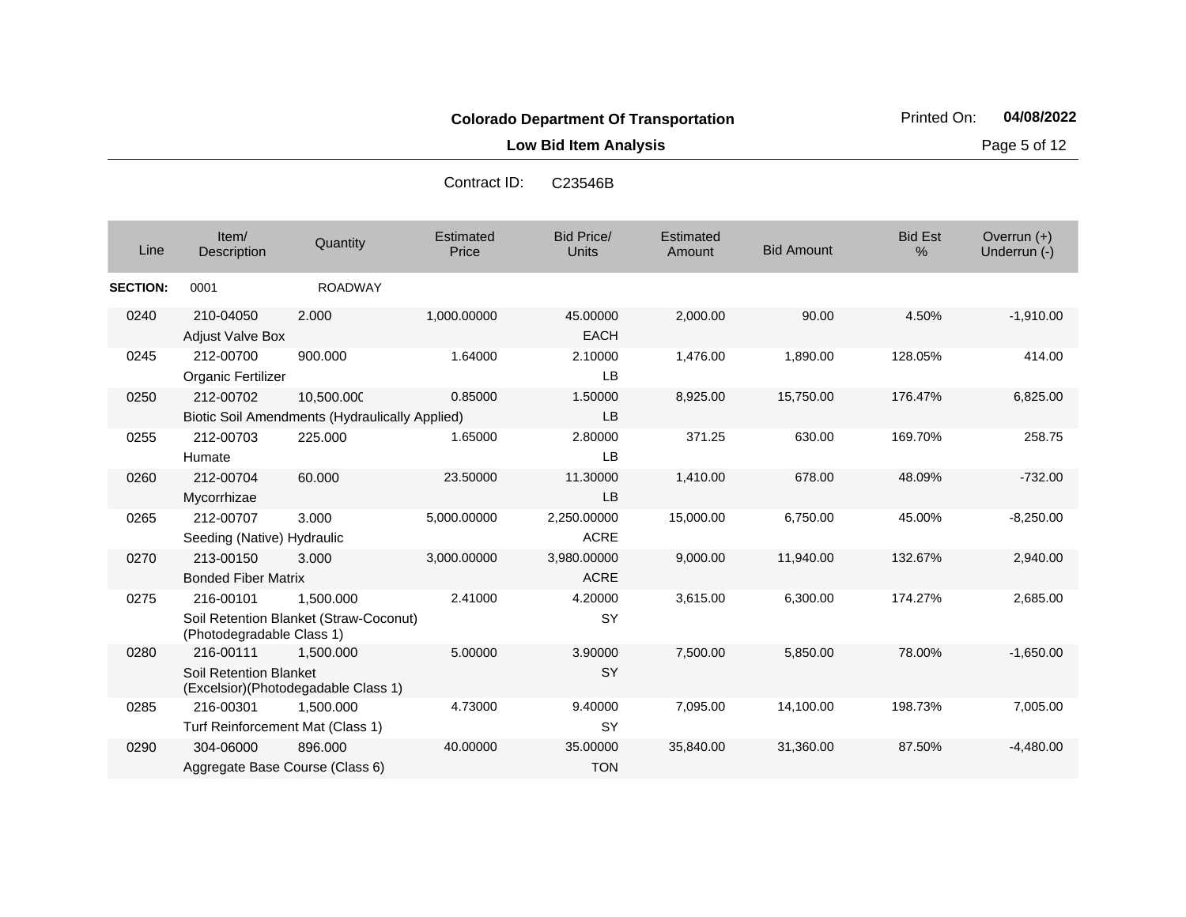**Colorado Department Of Transportation**

**Low Bid Item Analysis**

Printed On: **04/08/2022**

Contract ID: C23546B

| Line | Item/ Description | Quantity | Estimated Price | Bid Price/ Units | Estimated Amount | Bid Amount | Bid Est % | Overrun (+) Underrun (-) |
|---|---|---|---|---|---|---|---|---|
| **SECTION:** | 0001 | ROADWAY | | | | | | |
| 0240 | 210-04050 Adjust Valve Box | 2.000 | 1,000.00000 | 45.00000 EACH | 2,000.00 | 90.00 | 4.50% | -1,910.00 |
| 0245 | 212-00700 Organic Fertilizer | 900.000 | 1.64000 | 2.10000 LB | 1,476.00 | 1,890.00 | 128.05% | 414.00 |
| 0250 | 212-00702 Biotic Soil Amendments (Hydraulically Applied) | 10,500.000 | 0.85000 | 1.50000 LB | 8,925.00 | 15,750.00 | 176.47% | 6,825.00 |
| 0255 | 212-00703 Humate | 225.000 | 1.65000 | 2.80000 LB | 371.25 | 630.00 | 169.70% | 258.75 |
| 0260 | 212-00704 Mycorrhizae | 60.000 | 23.50000 | 11.30000 LB | 1,410.00 | 678.00 | 48.09% | -732.00 |
| 0265 | 212-00707 Seeding (Native) Hydraulic | 3.000 | 5,000.00000 | 2,250.00000 ACRE | 15,000.00 | 6,750.00 | 45.00% | -8,250.00 |
| 0270 | 213-00150 Bonded Fiber Matrix | 3.000 | 3,000.00000 | 3,980.00000 ACRE | 9,000.00 | 11,940.00 | 132.67% | 2,940.00 |
| 0275 | 216-00101 Soil Retention Blanket (Straw-Coconut) (Photodegradable Class 1) | 1,500.000 | 2.41000 | 4.20000 SY | 3,615.00 | 6,300.00 | 174.27% | 2,685.00 |
| 0280 | 216-00111 Soil Retention Blanket (Excelsior)(Photodegadable Class 1) | 1,500.000 | 5.00000 | 3.90000 SY | 7,500.00 | 5,850.00 | 78.00% | -1,650.00 |
| 0285 | 216-00301 Turf Reinforcement Mat (Class 1) | 1,500.000 | 4.73000 | 9.40000 SY | 7,095.00 | 14,100.00 | 198.73% | 7,005.00 |
| 0290 | 304-06000 Aggregate Base Course (Class 6) | 896.000 | 40.00000 | 35.00000 TON | 35,840.00 | 31,360.00 | 87.50% | -4,480.00 |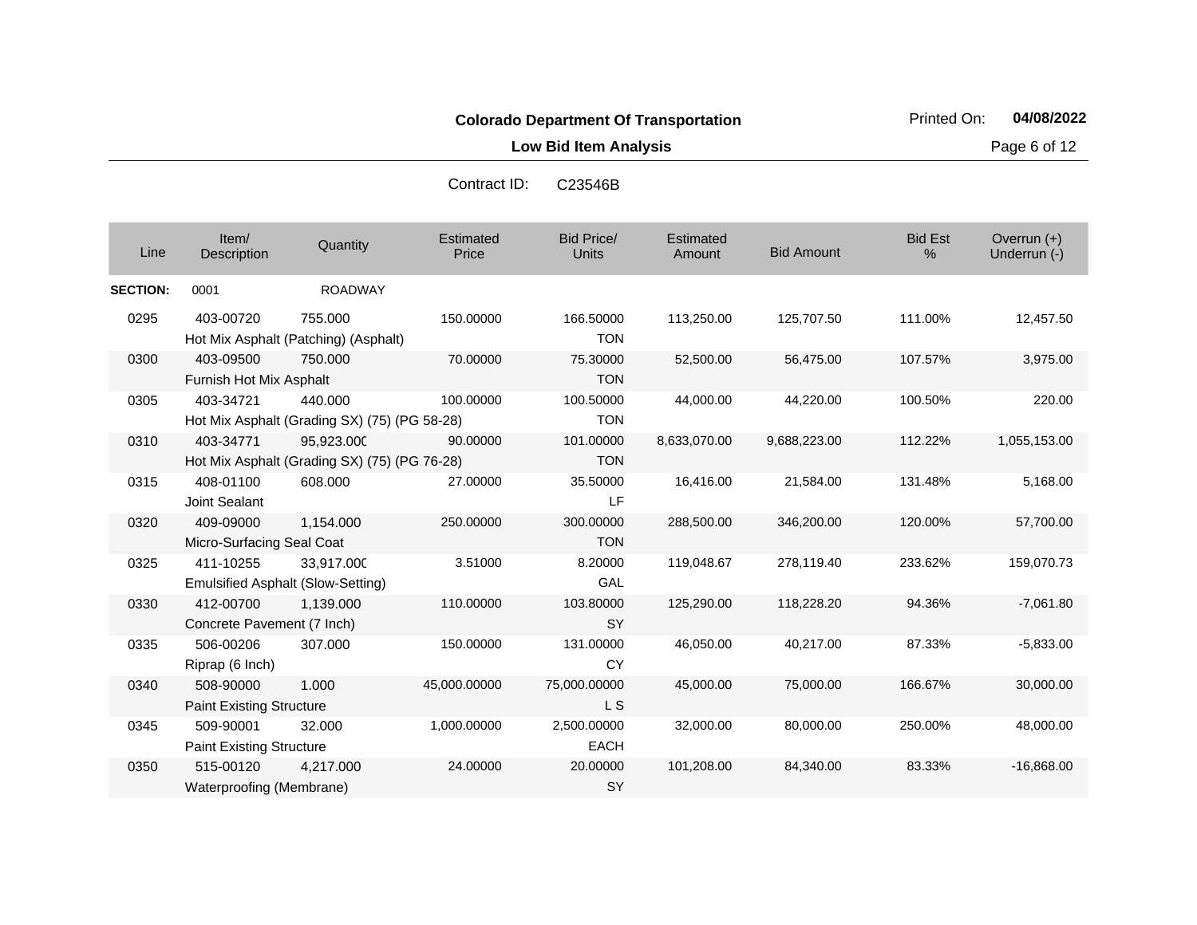**Colorado Department Of Transportation**

**Low Bid Item Analysis**

Printed On: **04/08/2022**

Contract ID: C23546B

| Line | Item/ Description | Quantity | Estimated Price | Bid Price/ Units | Estimated Amount | Bid Amount | Bid Est % | Overrun (+) Underrun (-) |
|---|---|---|---|---|---|---|---|---|
| **SECTION:** | 0001 | ROADWAY | | | | | | |
| 0295 | 403-00720 Hot Mix Asphalt (Patching) (Asphalt) | 755.000 | 150.00000 | 166.50000 TON | 113,250.00 | 125,707.50 | 111.00% | 12,457.50 |
| 0300 | 403-09500 Furnish Hot Mix Asphalt | 750.000 | 70.00000 | 75.30000 TON | 52,500.00 | 56,475.00 | 107.57% | 3,975.00 |
| 0305 | 403-34721 Hot Mix Asphalt (Grading SX) (75) (PG 58-28) | 440.000 | 100.00000 | 100.50000 TON | 44,000.00 | 44,220.00 | 100.50% | 220.00 |
| 0310 | 403-34771 Hot Mix Asphalt (Grading SX) (75) (PG 76-28) | 95,923.000 | 90.00000 | 101.00000 TON | 8,633,070.00 | 9,688,223.00 | 112.22% | 1,055,153.00 |
| 0315 | 408-01100 Joint Sealant | 608.000 | 27.00000 | 35.50000 LF | 16,416.00 | 21,584.00 | 131.48% | 5,168.00 |
| 0320 | 409-09000 Micro-Surfacing Seal Coat | 1,154.000 | 250.00000 | 300.00000 TON | 288,500.00 | 346,200.00 | 120.00% | 57,700.00 |
| 0325 | 411-10255 Emulsified Asphalt (Slow-Setting) | 33,917.000 | 3.51000 | 8.20000 GAL | 119,048.67 | 278,119.40 | 233.62% | 159,070.73 |
| 0330 | 412-00700 Concrete Pavement (7 Inch) | 1,139.000 | 110.00000 | 103.80000 SY | 125,290.00 | 118,228.20 | 94.36% | -7,061.80 |
| 0335 | 506-00206 Riprap (6 Inch) | 307.000 | 150.00000 | 131.00000 CY | 46,050.00 | 40,217.00 | 87.33% | -5,833.00 |
| 0340 | 508-90000 Paint Existing Structure | 1.000 | 45,000.00000 | 75,000.00000 L S | 45,000.00 | 75,000.00 | 166.67% | 30,000.00 |
| 0345 | 509-90001 Paint Existing Structure | 32.000 | 1,000.00000 | 2,500.00000 EACH | 32,000.00 | 80,000.00 | 250.00% | 48,000.00 |
| 0350 | 515-00120 Waterproofing (Membrane) | 4,217.000 | 24.00000 | 20.00000 SY | 101,208.00 | 84,340.00 | 83.33% | -16,868.00 |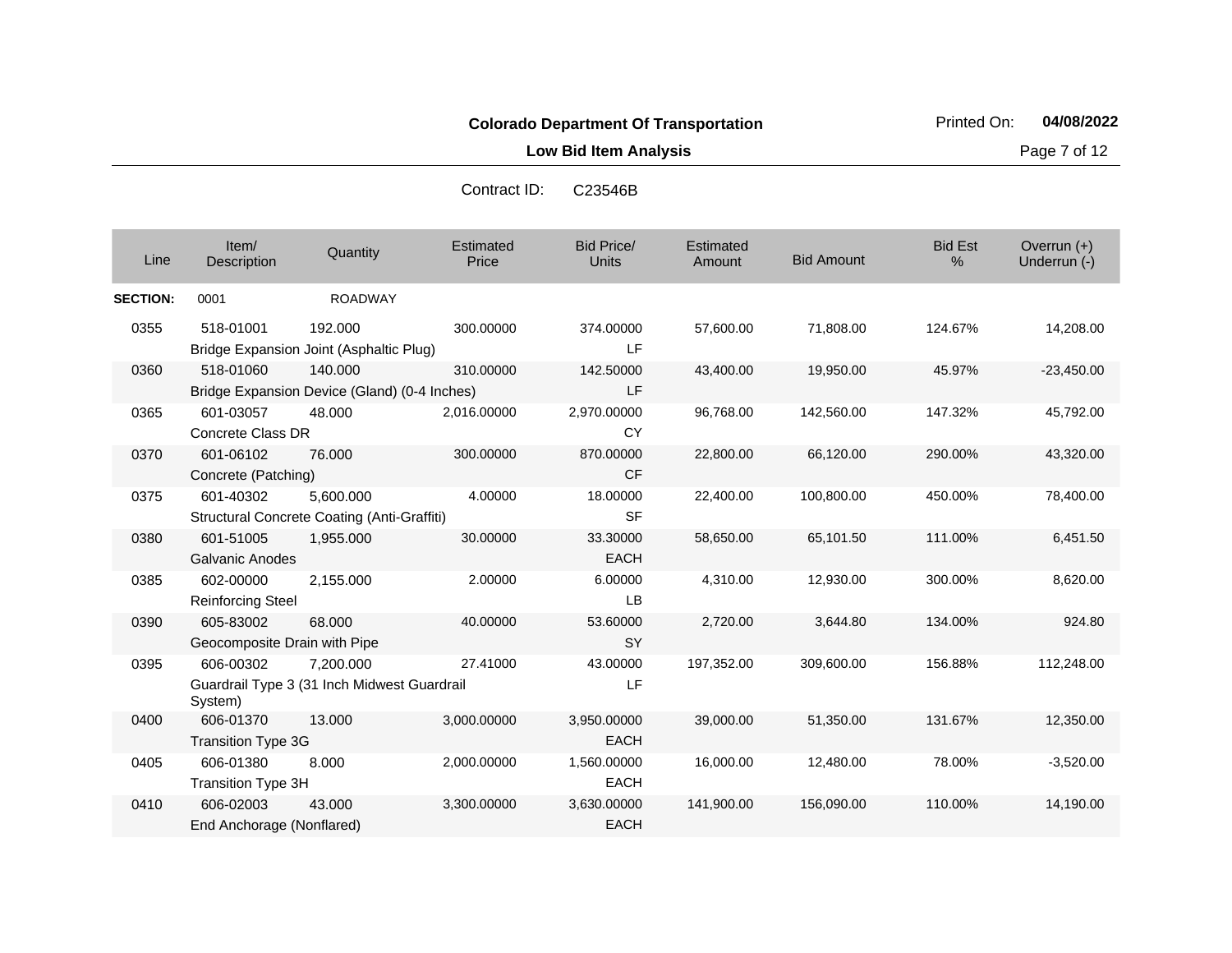**Colorado Department Of Transportation**

**Low Bid Item Analysis**

Printed On: **04/08/2022**

Contract ID: C23546B

| Line | Item/ Description | Quantity | Estimated Price | Bid Price/ Units | Estimated Amount | Bid Amount | Bid Est % | Overrun (+) Underrun (-) |
|---|---|---|---|---|---|---|---|---|
| **SECTION:** | 0001 | ROADWAY | | | | | | |
| 0355 | 518-01001 Bridge Expansion Joint (Asphaltic Plug) | 192.000 | 300.00000 | 374.00000 LF | 57,600.00 | 71,808.00 | 124.67% | 14,208.00 |
| 0360 | 518-01060 Bridge Expansion Device (Gland) (0-4 Inches) | 140.000 | 310.00000 | 142.50000 LF | 43,400.00 | 19,950.00 | 45.97% | -23,450.00 |
| 0365 | 601-03057 Concrete Class DR | 48.000 | 2,016.00000 | 2,970.00000 CY | 96,768.00 | 142,560.00 | 147.32% | 45,792.00 |
| 0370 | 601-06102 Concrete (Patching) | 76.000 | 300.00000 | 870.00000 CF | 22,800.00 | 66,120.00 | 290.00% | 43,320.00 |
| 0375 | 601-40302 Structural Concrete Coating (Anti-Graffiti) | 5,600.000 | 4.00000 | 18.00000 SF | 22,400.00 | 100,800.00 | 450.00% | 78,400.00 |
| 0380 | 601-51005 Galvanic Anodes | 1,955.000 | 30.00000 | 33.30000 EACH | 58,650.00 | 65,101.50 | 111.00% | 6,451.50 |
| 0385 | 602-00000 Reinforcing Steel | 2,155.000 | 2.00000 | 6.00000 LB | 4,310.00 | 12,930.00 | 300.00% | 8,620.00 |
| 0390 | 605-83002 Geocomposite Drain with Pipe | 68.000 | 40.00000 | 53.60000 SY | 2,720.00 | 3,644.80 | 134.00% | 924.80 |
| 0395 | 606-00302 Guardrail Type 3 (31 Inch Midwest Guardrail System) | 7,200.000 | 27.41000 | 43.00000 LF | 197,352.00 | 309,600.00 | 156.88% | 112,248.00 |
| 0400 | 606-01370 Transition Type 3G | 13.000 | 3,000.00000 | 3,950.00000 EACH | 39,000.00 | 51,350.00 | 131.67% | 12,350.00 |
| 0405 | 606-01380 Transition Type 3H | 8.000 | 2,000.00000 | 1,560.00000 EACH | 16,000.00 | 12,480.00 | 78.00% | -3,520.00 |
| 0410 | 606-02003 End Anchorage (Nonflared) | 43.000 | 3,300.00000 | 3,630.00000 EACH | 141,900.00 | 156,090.00 | 110.00% | 14,190.00 |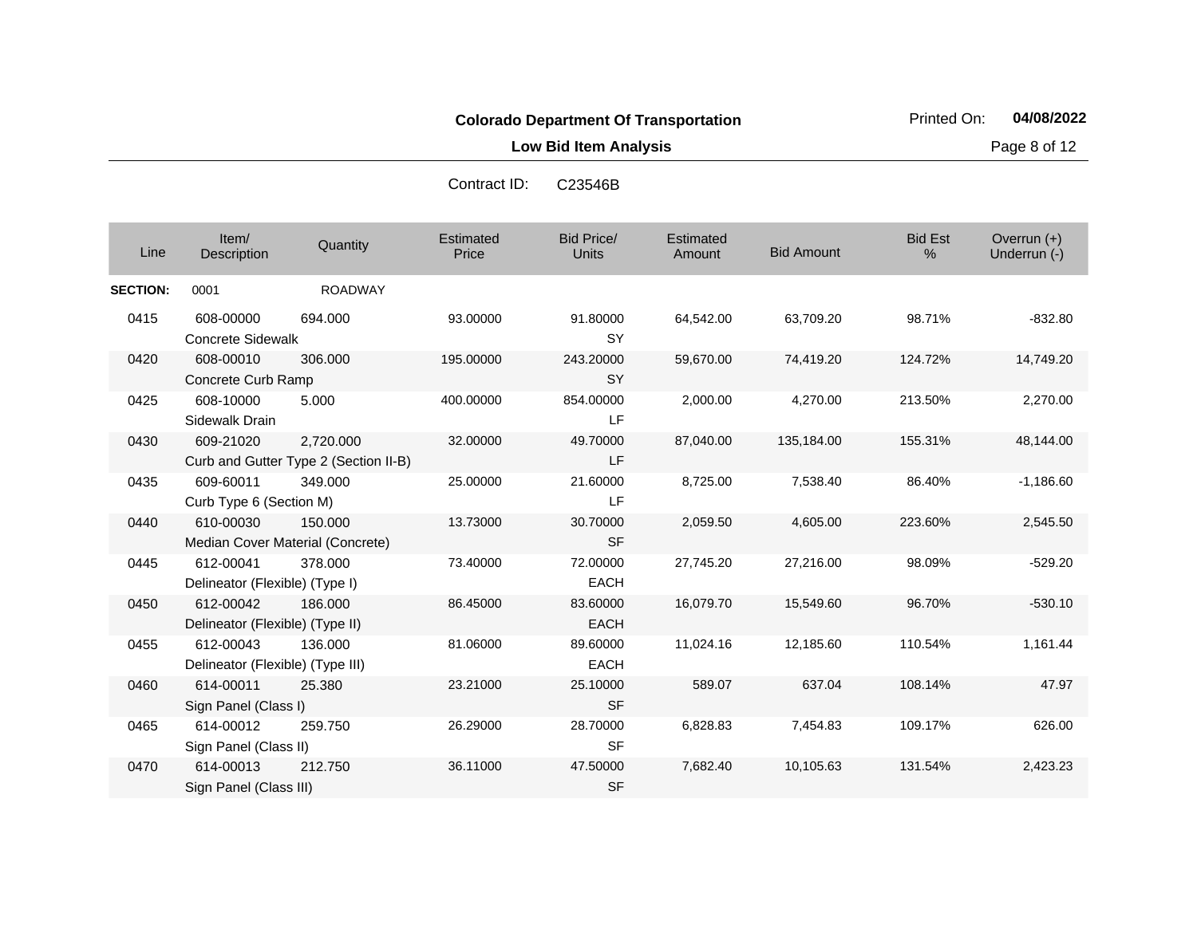**Colorado Department Of Transportation**

**Low Bid Item Analysis**

Printed On: **04/08/2022**

Contract ID: C23546B

| Line | Item/ Description | Quantity | Estimated Price | Bid Price/ Units | Estimated Amount | Bid Amount | Bid Est % | Overrun (+) Underrun (-) |
|---|---|---|---|---|---|---|---|---|
| **SECTION:** | 0001 | ROADWAY | | | | | | |
| 0415 | 608-00000 Concrete Sidewalk | 694.000 | 93.00000 | 91.80000 SY | 64,542.00 | 63,709.20 | 98.71% | -832.80 |
| 0420 | 608-00010 Concrete Curb Ramp | 306.000 | 195.00000 | 243.20000 SY | 59,670.00 | 74,419.20 | 124.72% | 14,749.20 |
| 0425 | 608-10000 Sidewalk Drain | 5.000 | 400.00000 | 854.00000 LF | 2,000.00 | 4,270.00 | 213.50% | 2,270.00 |
| 0430 | 609-21020 Curb and Gutter Type 2 (Section II-B) | 2,720.000 | 32.00000 | 49.70000 LF | 87,040.00 | 135,184.00 | 155.31% | 48,144.00 |
| 0435 | 609-60011 Curb Type 6 (Section M) | 349.000 | 25.00000 | 21.60000 LF | 8,725.00 | 7,538.40 | 86.40% | -1,186.60 |
| 0440 | 610-00030 Median Cover Material (Concrete) | 150.000 | 13.73000 | 30.70000 SF | 2,059.50 | 4,605.00 | 223.60% | 2,545.50 |
| 0445 | 612-00041 Delineator (Flexible) (Type I) | 378.000 | 73.40000 | 72.00000 EACH | 27,745.20 | 27,216.00 | 98.09% | -529.20 |
| 0450 | 612-00042 Delineator (Flexible) (Type II) | 186.000 | 86.45000 | 83.60000 EACH | 16,079.70 | 15,549.60 | 96.70% | -530.10 |
| 0455 | 612-00043 Delineator (Flexible) (Type III) | 136.000 | 81.06000 | 89.60000 EACH | 11,024.16 | 12,185.60 | 110.54% | 1,161.44 |
| 0460 | 614-00011 Sign Panel (Class I) | 25.380 | 23.21000 | 25.10000 SF | 589.07 | 637.04 | 108.14% | 47.97 |
| 0465 | 614-00012 Sign Panel (Class II) | 259.750 | 26.29000 | 28.70000 SF | 6,828.83 | 7,454.83 | 109.17% | 626.00 |
| 0470 | 614-00013 Sign Panel (Class III) | 212.750 | 36.11000 | 47.50000 SF | 7,682.40 | 10,105.63 | 131.54% | 2,423.23 |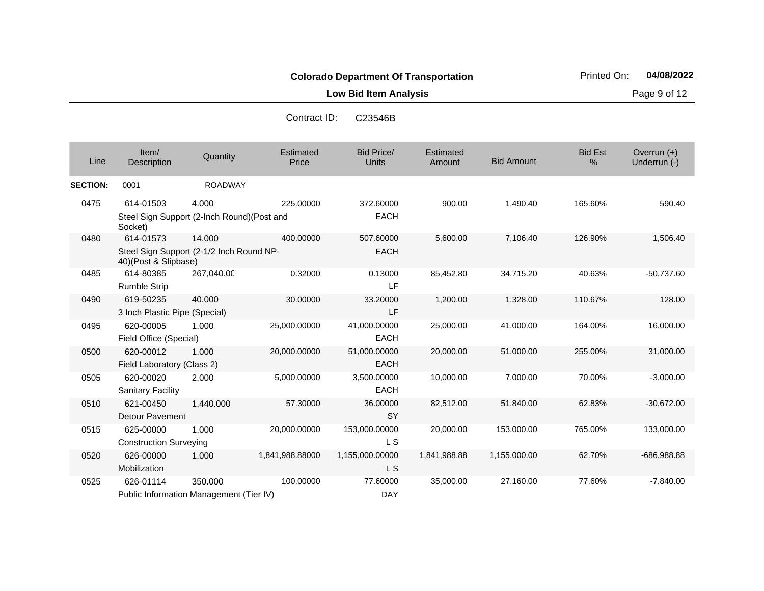**Colorado Department Of Transportation**

**Low Bid Item Analysis**

Printed On: **04/08/2022**

Contract ID: C23546B

| Line | Item/ Description | Quantity | Estimated Price | Bid Price/ Units | Estimated Amount | Bid Amount | Bid Est % | Overrun (+) Underrun (-) |
|---|---|---|---|---|---|---|---|---|
| **SECTION:** | 0001 | ROADWAY | | | | | | |
| 0475 | 614-01503 Steel Sign Support (2-Inch Round)(Post and Socket) | 4.000 | 225.00000 | 372.60000 EACH | 900.00 | 1,490.40 | 165.60% | 590.40 |
| 0480 | 614-01573 Steel Sign Support (2-1/2 Inch Round NP-40)(Post & Slipbase) | 14.000 | 400.00000 | 507.60000 EACH | 5,600.00 | 7,106.40 | 126.90% | 1,506.40 |
| 0485 | 614-80385 Rumble Strip | 267,040.0C | 0.32000 | 0.13000 LF | 85,452.80 | 34,715.20 | 40.63% | -50,737.60 |
| 0490 | 619-50235 3 Inch Plastic Pipe (Special) | 40.000 | 30.00000 | 33.20000 LF | 1,200.00 | 1,328.00 | 110.67% | 128.00 |
| 0495 | 620-00005 Field Office (Special) | 1.000 | 25,000.00000 | 41,000.00000 EACH | 25,000.00 | 41,000.00 | 164.00% | 16,000.00 |
| 0500 | 620-00012 Field Laboratory (Class 2) | 1.000 | 20,000.00000 | 51,000.00000 EACH | 20,000.00 | 51,000.00 | 255.00% | 31,000.00 |
| 0505 | 620-00020 Sanitary Facility | 2.000 | 5,000.00000 | 3,500.00000 EACH | 10,000.00 | 7,000.00 | 70.00% | -3,000.00 |
| 0510 | 621-00450 Detour Pavement | 1,440.000 | 57.30000 | 36.00000 SY | 82,512.00 | 51,840.00 | 62.83% | -30,672.00 |
| 0515 | 625-00000 Construction Surveying | 1.000 | 20,000.00000 | 153,000.00000 L S | 20,000.00 | 153,000.00 | 765.00% | 133,000.00 |
| 0520 | 626-00000 Mobilization | 1.000 | 1,841,988.88000 | 1,155,000.00000 L S | 1,841,988.88 | 1,155,000.00 | 62.70% | -686,988.88 |
| 0525 | 626-01114 Public Information Management (Tier IV) | 350.000 | 100.00000 | 77.60000 DAY | 35,000.00 | 27,160.00 | 77.60% | -7,840.00 |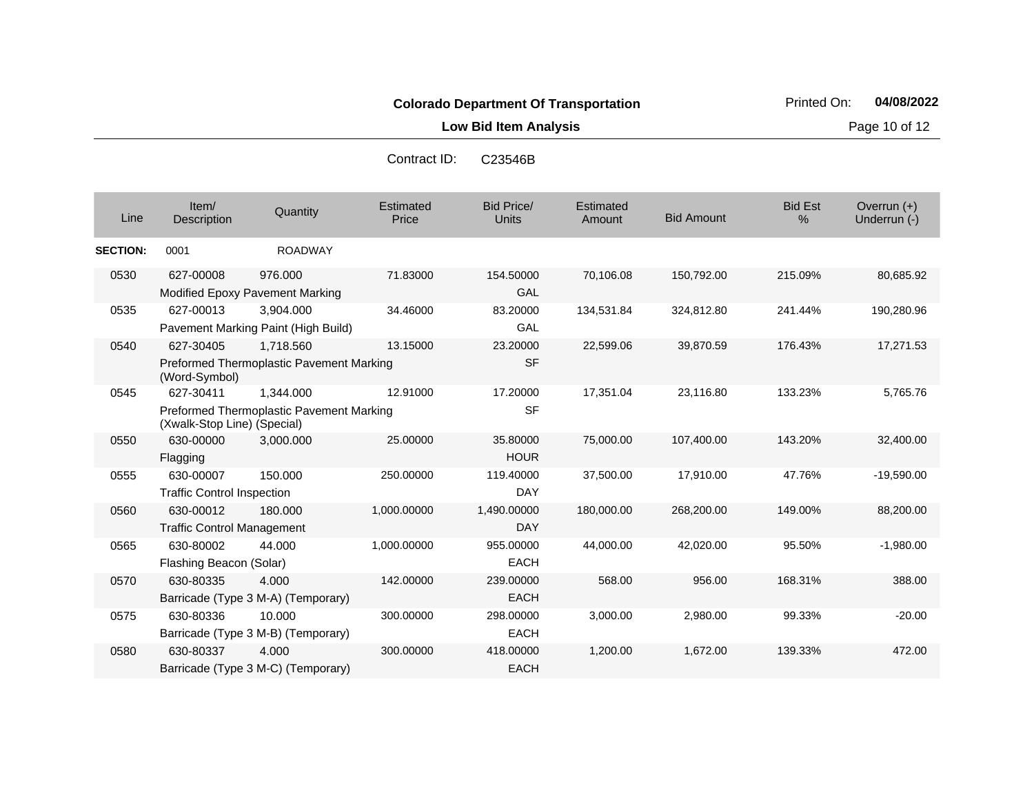**Colorado Department Of Transportation**

**Low Bid Item Analysis**

Printed On: **04/08/2022**

Contract ID: C23546B

| Line | Item/ Description | Quantity | Estimated Price | Bid Price/ Units | Estimated Amount | Bid Amount | Bid Est % | Overrun (+) Underrun (-) |
|---|---|---|---|---|---|---|---|---|
| **SECTION:** | 0001 | ROADWAY | | | | | | |
| 0530 | 627-00008 Modified Epoxy Pavement Marking | 976.000 | 71.83000 | 154.50000 GAL | 70,106.08 | 150,792.00 | 215.09% | 80,685.92 |
| 0535 | 627-00013 Pavement Marking Paint (High Build) | 3,904.000 | 34.46000 | 83.20000 GAL | 134,531.84 | 324,812.80 | 241.44% | 190,280.96 |
| 0540 | 627-30405 Preformed Thermoplastic Pavement Marking (Word-Symbol) | 1,718.560 | 13.15000 | 23.20000 SF | 22,599.06 | 39,870.59 | 176.43% | 17,271.53 |
| 0545 | 627-30411 Preformed Thermoplastic Pavement Marking (Xwalk-Stop Line) (Special) | 1,344.000 | 12.91000 | 17.20000 SF | 17,351.04 | 23,116.80 | 133.23% | 5,765.76 |
| 0550 | 630-00000 Flagging | 3,000.000 | 25.00000 | 35.80000 HOUR | 75,000.00 | 107,400.00 | 143.20% | 32,400.00 |
| 0555 | 630-00007 Traffic Control Inspection | 150.000 | 250.00000 | 119.40000 DAY | 37,500.00 | 17,910.00 | 47.76% | -19,590.00 |
| 0560 | 630-00012 Traffic Control Management | 180.000 | 1,000.00000 | 1,490.00000 DAY | 180,000.00 | 268,200.00 | 149.00% | 88,200.00 |
| 0565 | 630-80002 Flashing Beacon (Solar) | 44.000 | 1,000.00000 | 955.00000 EACH | 44,000.00 | 42,020.00 | 95.50% | -1,980.00 |
| 0570 | 630-80335 Barricade (Type 3 M-A) (Temporary) | 4.000 | 142.00000 | 239.00000 EACH | 568.00 | 956.00 | 168.31% | 388.00 |
| 0575 | 630-80336 Barricade (Type 3 M-B) (Temporary) | 10.000 | 300.00000 | 298.00000 EACH | 3,000.00 | 2,980.00 | 99.33% | -20.00 |
| 0580 | 630-80337 Barricade (Type 3 M-C) (Temporary) | 4.000 | 300.00000 | 418.00000 EACH | 1,200.00 | 1,672.00 | 139.33% | 472.00 |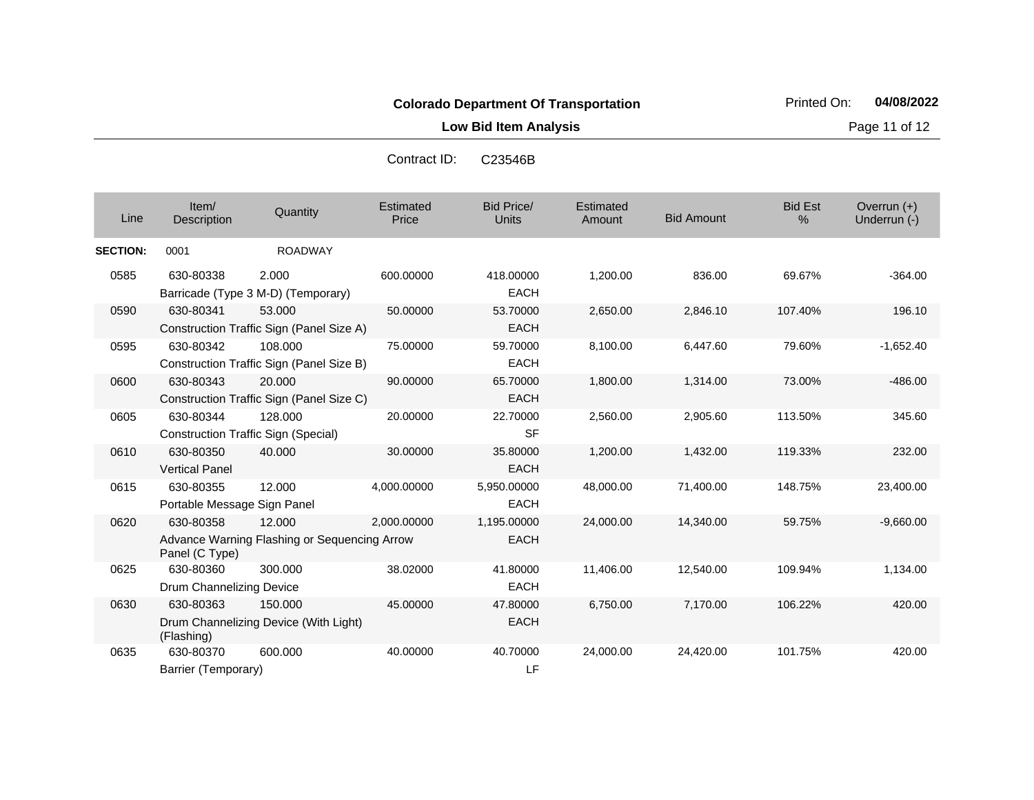**Colorado Department Of Transportation**

**Low Bid Item Analysis**

Printed On: **04/08/2022**

Contract ID: C23546B

| Line | Item/ Description | Quantity | Estimated Price | Bid Price/ Units | Estimated Amount | Bid Amount | Bid Est % | Overrun (+) Underrun (-) |
|---|---|---|---|---|---|---|---|---|
| **SECTION:** | 0001 | ROADWAY | | | | | | |
| 0585 | 630-80338 Barricade (Type 3 M-D) (Temporary) | 2.000 | 600.00000 | 418.00000 EACH | 1,200.00 | 836.00 | 69.67% | -364.00 |
| 0590 | 630-80341 Construction Traffic Sign (Panel Size A) | 53.000 | 50.00000 | 53.70000 EACH | 2,650.00 | 2,846.10 | 107.40% | 196.10 |
| 0595 | 630-80342 Construction Traffic Sign (Panel Size B) | 108.000 | 75.00000 | 59.70000 EACH | 8,100.00 | 6,447.60 | 79.60% | -1,652.40 |
| 0600 | 630-80343 Construction Traffic Sign (Panel Size C) | 20.000 | 90.00000 | 65.70000 EACH | 1,800.00 | 1,314.00 | 73.00% | -486.00 |
| 0605 | 630-80344 Construction Traffic Sign (Special) | 128.000 | 20.00000 | 22.70000 SF | 2,560.00 | 2,905.60 | 113.50% | 345.60 |
| 0610 | 630-80350 Vertical Panel | 40.000 | 30.00000 | 35.80000 EACH | 1,200.00 | 1,432.00 | 119.33% | 232.00 |
| 0615 | 630-80355 Portable Message Sign Panel | 12.000 | 4,000.00000 | 5,950.00000 EACH | 48,000.00 | 71,400.00 | 148.75% | 23,400.00 |
| 0620 | 630-80358 Advance Warning Flashing or Sequencing Arrow Panel (C Type) | 12.000 | 2,000.00000 | 1,195.00000 EACH | 24,000.00 | 14,340.00 | 59.75% | -9,660.00 |
| 0625 | 630-80360 Drum Channelizing Device | 300.000 | 38.02000 | 41.80000 EACH | 11,406.00 | 12,540.00 | 109.94% | 1,134.00 |
| 0630 | 630-80363 Drum Channelizing Device (With Light) (Flashing) | 150.000 | 45.00000 | 47.80000 EACH | 6,750.00 | 7,170.00 | 106.22% | 420.00 |
| 0635 | 630-80370 Barrier (Temporary) | 600.000 | 40.00000 | 40.70000 LF | 24,000.00 | 24,420.00 | 101.75% | 420.00 |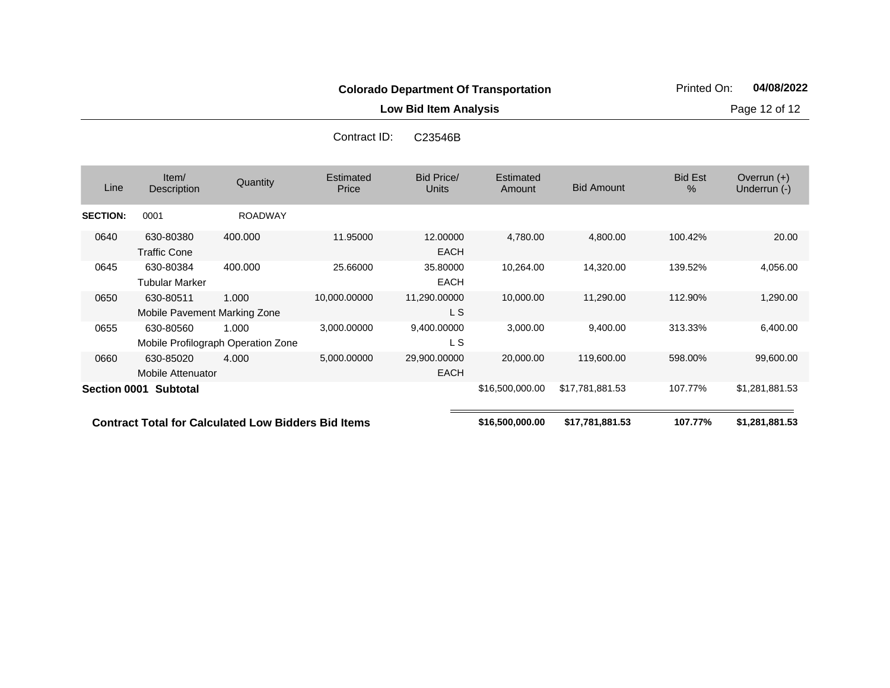**Colorado Department Of Transportation**

**Low Bid Item Analysis**

Printed On: **04/08/2022**

Contract ID: C23546B

| Line | Item/ Description | Quantity | Estimated Price | Bid Price/ Units | Estimated Amount | Bid Amount | Bid Est % | Overrun (+) Underrun (-) |
|---|---|---|---|---|---|---|---|---|
| **SECTION:** | 0001 | ROADWAY | | | | | | |
| 0640 | 630-80380 Traffic Cone | 400.000 | 11.95000 | 12.00000 EACH | 4,780.00 | 4,800.00 | 100.42% | 20.00 |
| 0645 | 630-80384 Tubular Marker | 400.000 | 25.66000 | 35.80000 EACH | 10,264.00 | 14,320.00 | 139.52% | 4,056.00 |
| 0650 | 630-80511 Mobile Pavement Marking Zone | 1.000 | 10,000.00000 | 11,290.00000 L S | 10,000.00 | 11,290.00 | 112.90% | 1,290.00 |
| 0655 | 630-80560 Mobile Profilograph Operation Zone | 1.000 | 3,000.00000 | 9,400.00000 L S | 3,000.00 | 9,400.00 | 313.33% | 6,400.00 |
| 0660 | 630-85020 Mobile Attenuator | 4.000 | 5,000.00000 | 29,900.00000 EACH | 20,000.00 | 119,600.00 | 598.00% | 99,600.00 |
| **Section 0001 Subtotal** | | | | | $16,500,000.00 | $17,781,881.53 | 107.77% | $1,281,881.53 |
| **Contract Total for Calculated Low Bidders Bid Items** | | | | | **$16,500,000.00** | **$17,781,881.53** | **107.77%** | **$1,281,881.53** |